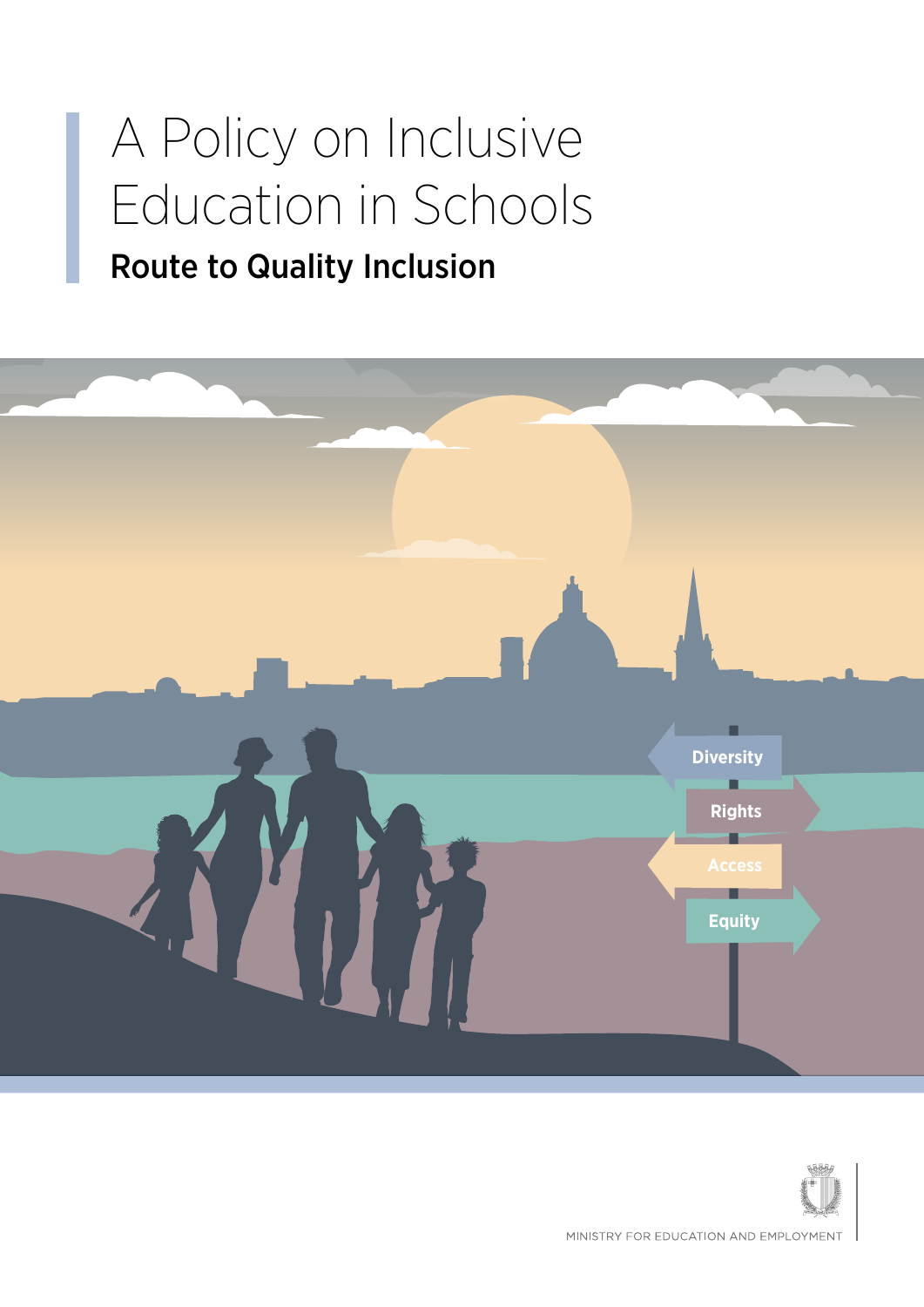# A Policy on Inclusive Education in Schools

## Route to Quality Inclusion

Diversity

Rights

Access

Equity

MINISTRY FOR EDUCATION AND EMPLOYMENT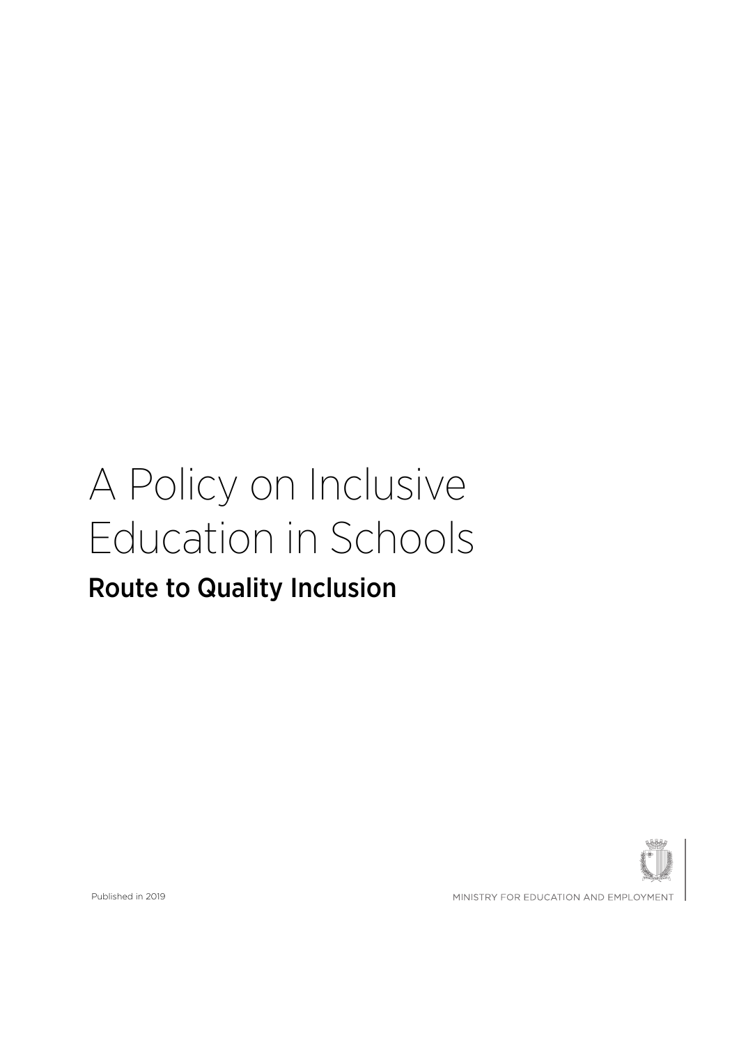# A Policy on Inclusive Education in Schools

## Route to Quality Inclusion

Published in 2019

MINISTRY FOR EDUCATION AND EMPLOYMENT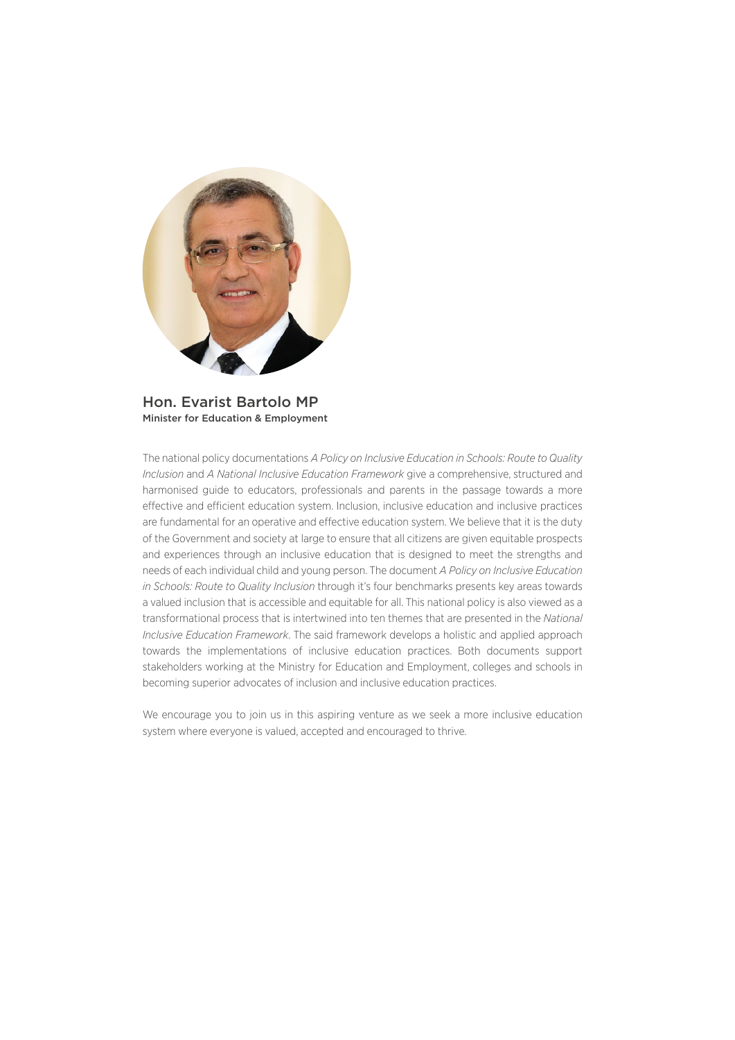## Hon. Evarist Bartolo MP

**Minister for Education & Employment**

The national policy documentations *A Policy on Inclusive Education in Schools: Route to Quality Inclusion* and *A National Inclusive Education Framework* give a comprehensive, structured and harmonised guide to educators, professionals and parents in the passage towards a more effective and efficient education system. Inclusion, inclusive education and inclusive practices are fundamental for an operative and effective education system. We believe that it is the duty of the Government and society at large to ensure that all citizens are given equitable prospects and experiences through an inclusive education that is designed to meet the strengths and needs of each individual child and young person. The document *A Policy on Inclusive Education in Schools: Route to Quality Inclusion* through it's four benchmarks presents key areas towards a valued inclusion that is accessible and equitable for all. This national policy is also viewed as a transformational process that is intertwined into ten themes that are presented in the *National Inclusive Education Framework*. The said framework develops a holistic and applied approach towards the implementations of inclusive education practices. Both documents support stakeholders working at the Ministry for Education and Employment, colleges and schools in becoming superior advocates of inclusion and inclusive education practices.

We encourage you to join us in this aspiring venture as we seek a more inclusive education system where everyone is valued, accepted and encouraged to thrive.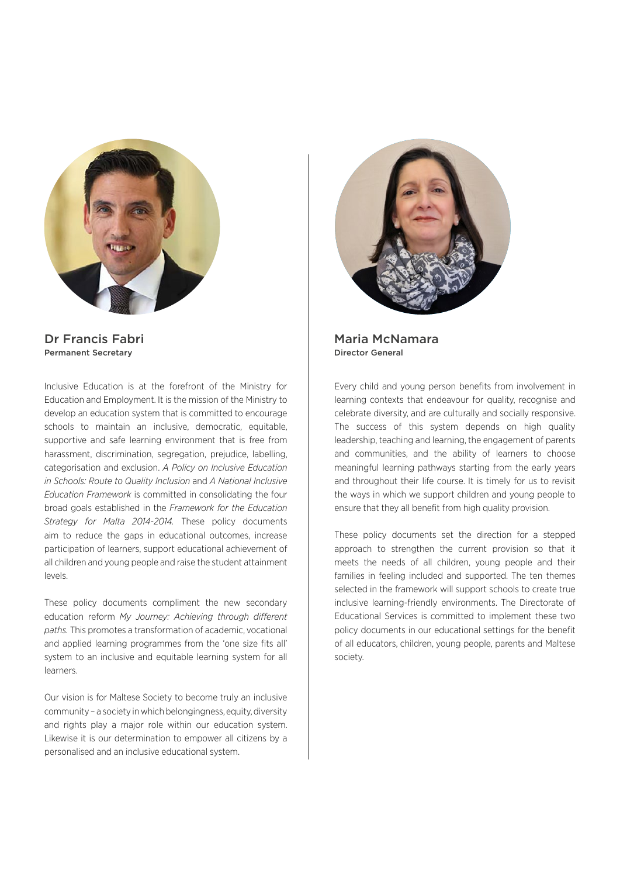## Dr Francis Fabri

**Permanent Secretary**

Inclusive Education is at the forefront of the Ministry for Education and Employment. It is the mission of the Ministry to develop an education system that is committed to encourage schools to maintain an inclusive, democratic, equitable, supportive and safe learning environment that is free from harassment, discrimination, segregation, prejudice, labelling, categorisation and exclusion. *A Policy on Inclusive Education in Schools: Route to Quality Inclusion* and *A National Inclusive Education Framework* is committed in consolidating the four broad goals established in the *Framework for the Education Strategy for Malta 2014-2014.* These policy documents aim to reduce the gaps in educational outcomes, increase participation of learners, support educational achievement of all children and young people and raise the student attainment levels.

These policy documents compliment the new secondary education reform *My Journey: Achieving through different paths.* This promotes a transformation of academic, vocational and applied learning programmes from the 'one size fits all' system to an inclusive and equitable learning system for all learners.

Our vision is for Maltese Society to become truly an inclusive community – a society in which belongingness, equity, diversity and rights play a major role within our education system. Likewise it is our determination to empower all citizens by a personalised and an inclusive educational system.

## Maria McNamara

**Director General**

Every child and young person benefits from involvement in learning contexts that endeavour for quality, recognise and celebrate diversity, and are culturally and socially responsive. The success of this system depends on high quality leadership, teaching and learning, the engagement of parents and communities, and the ability of learners to choose meaningful learning pathways starting from the early years and throughout their life course. It is timely for us to revisit the ways in which we support children and young people to ensure that they all benefit from high quality provision.

These policy documents set the direction for a stepped approach to strengthen the current provision so that it meets the needs of all children, young people and their families in feeling included and supported. The ten themes selected in the framework will support schools to create true inclusive learning-friendly environments. The Directorate of Educational Services is committed to implement these two policy documents in our educational settings for the benefit of all educators, children, young people, parents and Maltese society.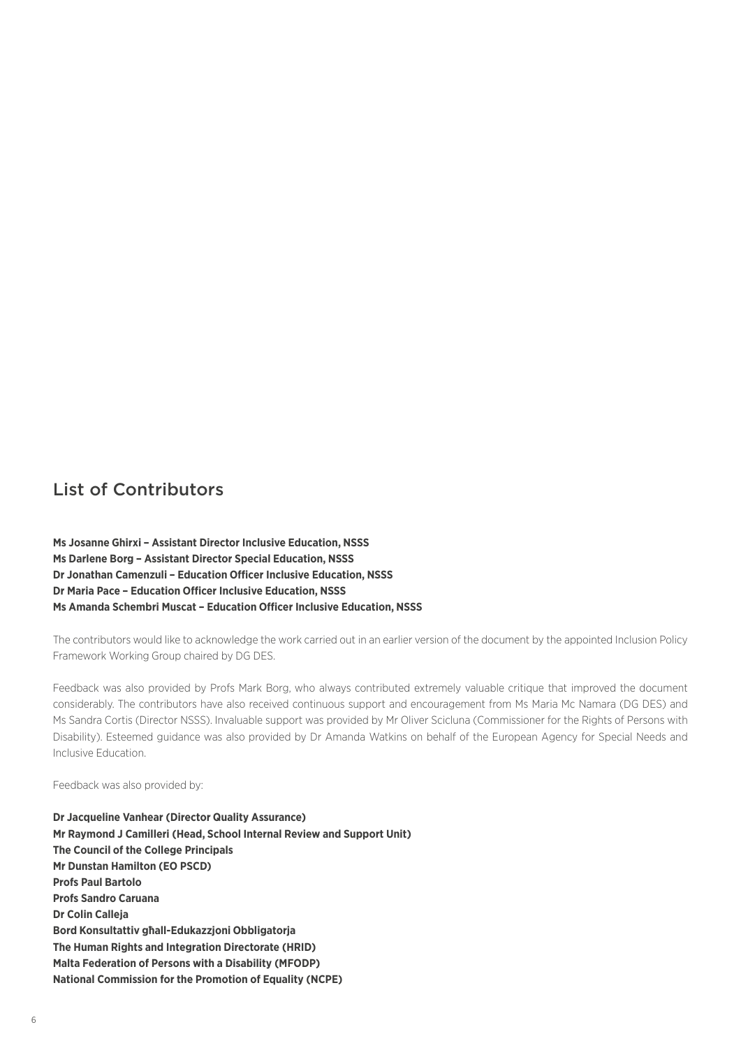## List of Contributors

**Ms Josanne Ghirxi – Assistant Director Inclusive Education, NSSS**
**Ms Darlene Borg – Assistant Director Special Education, NSSS**
**Dr Jonathan Camenzuli – Education Officer Inclusive Education, NSSS**
**Dr Maria Pace – Education Officer Inclusive Education, NSSS**
**Ms Amanda Schembri Muscat – Education Officer Inclusive Education, NSSS**

The contributors would like to acknowledge the work carried out in an earlier version of the document by the appointed Inclusion Policy Framework Working Group chaired by DG DES.

Feedback was also provided by Profs Mark Borg, who always contributed extremely valuable critique that improved the document considerably. The contributors have also received continuous support and encouragement from Ms Maria Mc Namara (DG DES) and Ms Sandra Cortis (Director NSSS). Invaluable support was provided by Mr Oliver Scicluna (Commissioner for the Rights of Persons with Disability). Esteemed guidance was also provided by Dr Amanda Watkins on behalf of the European Agency for Special Needs and Inclusive Education.

Feedback was also provided by:

**Dr Jacqueline Vanhear (Director Quality Assurance)**
**Mr Raymond J Camilleri (Head, School Internal Review and Support Unit)**
**The Council of the College Principals**
**Mr Dunstan Hamilton (EO PSCD)**
**Profs Paul Bartolo**
**Profs Sandro Caruana**
**Dr Colin Calleja**
**Bord Konsultattiv għall-Edukazzjoni Obbligatorja**
**The Human Rights and Integration Directorate (HRID)**
**Malta Federation of Persons with a Disability (MFODP)**
**National Commission for the Promotion of Equality (NCPE)**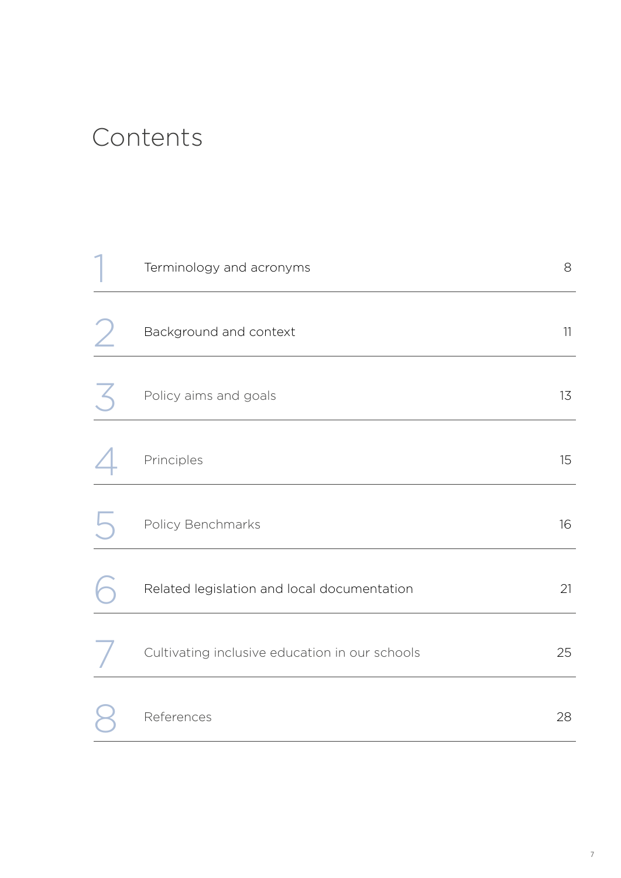# Contents

| | | |
|---|---|---|
| 1 | Terminology and acronyms | 8 |
| 2 | Background and context | 11 |
| 3 | Policy aims and goals | 13 |
| 4 | Principles | 15 |
| 5 | Policy Benchmarks | 16 |
| 6 | Related legislation and local documentation | 21 |
| 7 | Cultivating inclusive education in our schools | 25 |
| 8 | References | 28 |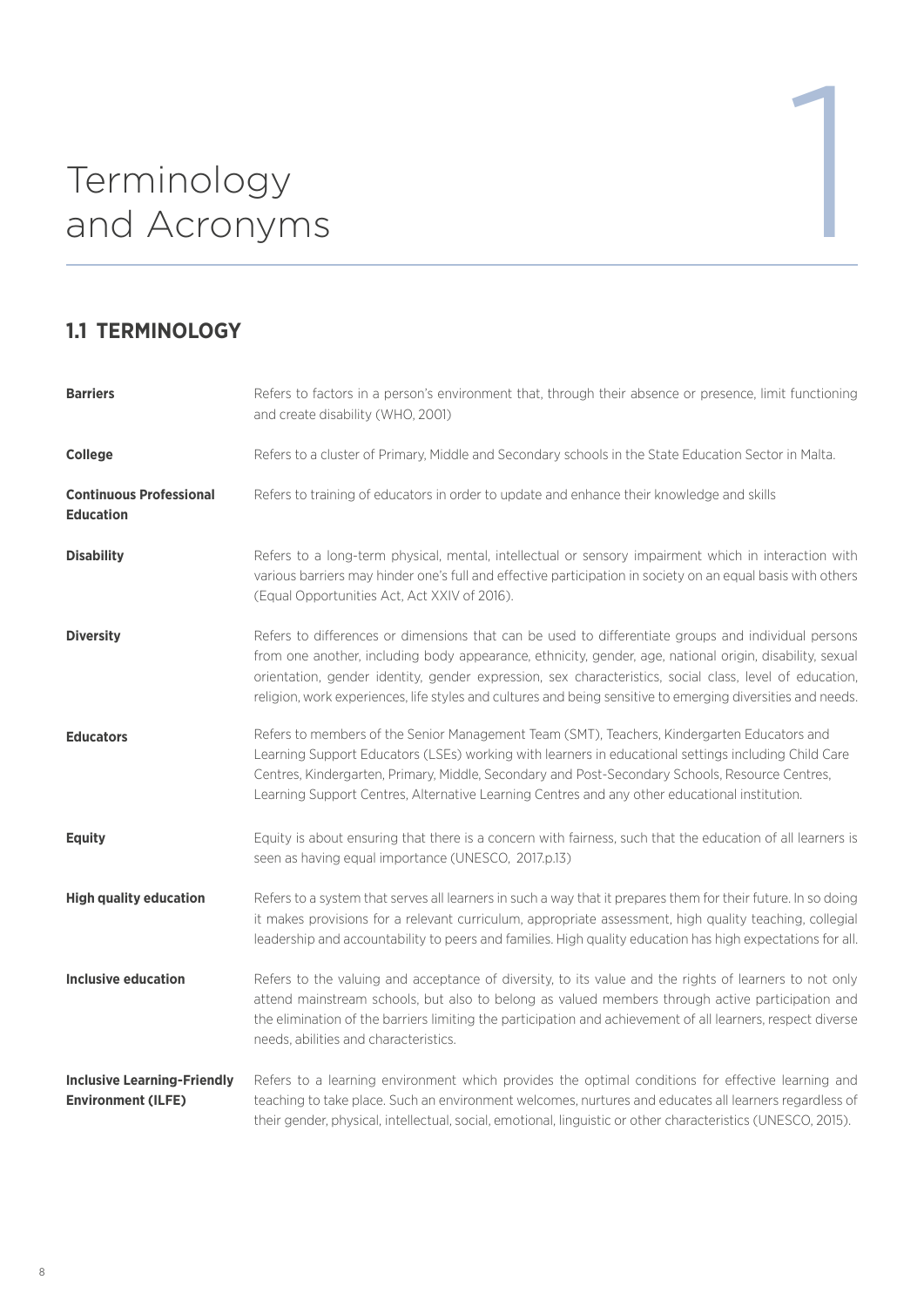# 1 Terminology and Acronyms

## 1.1 TERMINOLOGY

| | |
|---|---|
| **Barriers** | Refers to factors in a person's environment that, through their absence or presence, limit functioning and create disability (WHO, 2001) |
| **College** | Refers to a cluster of Primary, Middle and Secondary schools in the State Education Sector in Malta. |
| **Continuous Professional Education** | Refers to training of educators in order to update and enhance their knowledge and skills |
| **Disability** | Refers to a long-term physical, mental, intellectual or sensory impairment which in interaction with various barriers may hinder one's full and effective participation in society on an equal basis with others (Equal Opportunities Act, Act XXIV of 2016). |
| **Diversity** | Refers to differences or dimensions that can be used to differentiate groups and individual persons from one another, including body appearance, ethnicity, gender, age, national origin, disability, sexual orientation, gender identity, gender expression, sex characteristics, social class, level of education, religion, work experiences, life styles and cultures and being sensitive to emerging diversities and needs. |
| **Educators** | Refers to members of the Senior Management Team (SMT), Teachers, Kindergarten Educators and Learning Support Educators (LSEs) working with learners in educational settings including Child Care Centres, Kindergarten, Primary, Middle, Secondary and Post-Secondary Schools, Resource Centres, Learning Support Centres, Alternative Learning Centres and any other educational institution. |
| **Equity** | Equity is about ensuring that there is a concern with fairness, such that the education of all learners is seen as having equal importance (UNESCO, 2017.p.13) |
| **High quality education** | Refers to a system that serves all learners in such a way that it prepares them for their future. In so doing it makes provisions for a relevant curriculum, appropriate assessment, high quality teaching, collegial leadership and accountability to peers and families. High quality education has high expectations for all. |
| **Inclusive education** | Refers to the valuing and acceptance of diversity, to its value and the rights of learners to not only attend mainstream schools, but also to belong as valued members through active participation and the elimination of the barriers limiting the participation and achievement of all learners, respect diverse needs, abilities and characteristics. |
| **Inclusive Learning-Friendly Environment (ILFE)** | Refers to a learning environment which provides the optimal conditions for effective learning and teaching to take place. Such an environment welcomes, nurtures and educates all learners regardless of their gender, physical, intellectual, social, emotional, linguistic or other characteristics (UNESCO, 2015). |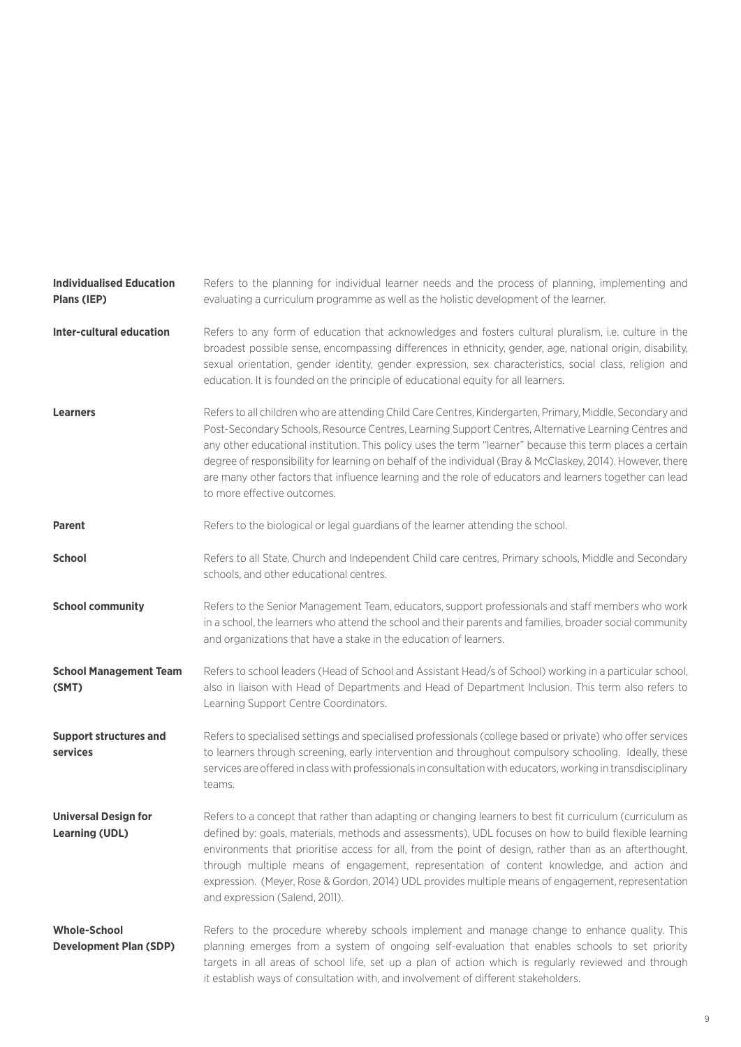**Individualised Education Plans (IEP)** Refers to the planning for individual learner needs and the process of planning, implementing and evaluating a curriculum programme as well as the holistic development of the learner.

**Inter-cultural education** Refers to any form of education that acknowledges and fosters cultural pluralism, i.e. culture in the broadest possible sense, encompassing differences in ethnicity, gender, age, national origin, disability, sexual orientation, gender identity, gender expression, sex characteristics, social class, religion and education. It is founded on the principle of educational equity for all learners.

**Learners** Refers to all children who are attending Child Care Centres, Kindergarten, Primary, Middle, Secondary and Post-Secondary Schools, Resource Centres, Learning Support Centres, Alternative Learning Centres and any other educational institution. This policy uses the term "learner" because this term places a certain degree of responsibility for learning on behalf of the individual (Bray & McClaskey, 2014). However, there are many other factors that influence learning and the role of educators and learners together can lead to more effective outcomes.

**Parent** Refers to the biological or legal guardians of the learner attending the school.

**School** Refers to all State, Church and Independent Child care centres, Primary schools, Middle and Secondary schools, and other educational centres.

**School community** Refers to the Senior Management Team, educators, support professionals and staff members who work in a school, the learners who attend the school and their parents and families, broader social community and organizations that have a stake in the education of learners.

**School Management Team (SMT)** Refers to school leaders (Head of School and Assistant Head/s of School) working in a particular school, also in liaison with Head of Departments and Head of Department Inclusion. This term also refers to Learning Support Centre Coordinators.

**Support structures and services** Refers to specialised settings and specialised professionals (college based or private) who offer services to learners through screening, early intervention and throughout compulsory schooling. Ideally, these services are offered in class with professionals in consultation with educators, working in transdisciplinary teams.

**Universal Design for Learning (UDL)** Refers to a concept that rather than adapting or changing learners to best fit curriculum (curriculum as defined by: goals, materials, methods and assessments), UDL focuses on how to build flexible learning environments that prioritise access for all, from the point of design, rather than as an afterthought, through multiple means of engagement, representation of content knowledge, and action and expression. (Meyer, Rose & Gordon, 2014) UDL provides multiple means of engagement, representation and expression (Salend, 2011).

**Whole-School Development Plan (SDP)** Refers to the procedure whereby schools implement and manage change to enhance quality. This planning emerges from a system of ongoing self-evaluation that enables schools to set priority targets in all areas of school life, set up a plan of action which is regularly reviewed and through it establish ways of consultation with, and involvement of different stakeholders.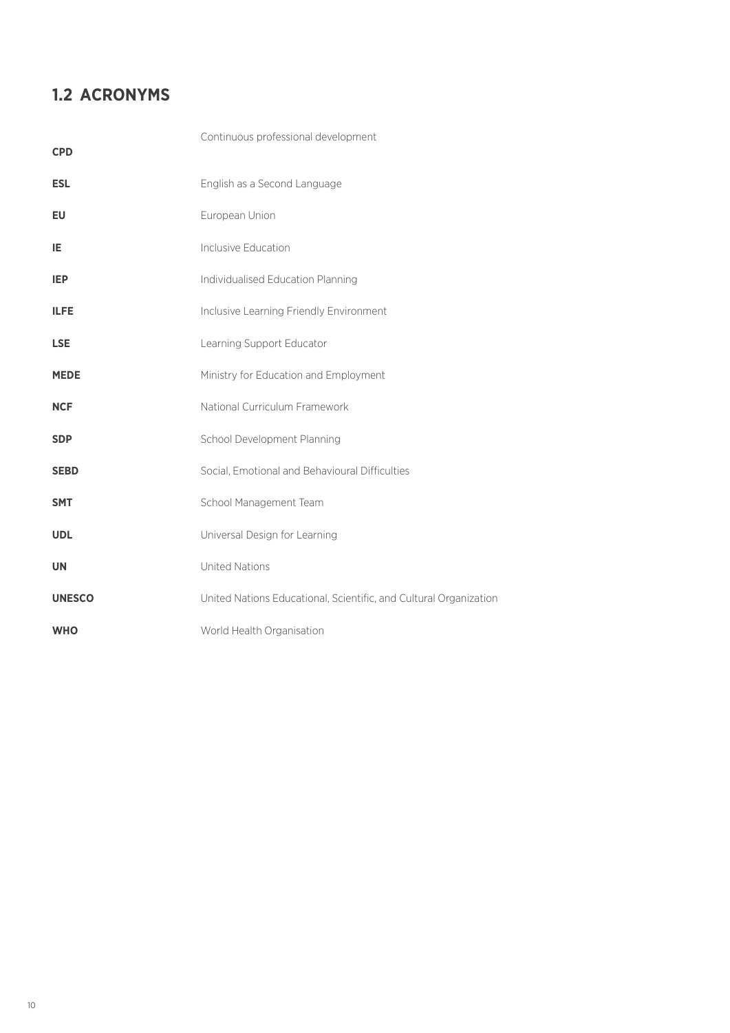## 1.2 ACRONYMS

| | |
|---|---|
| **CPD** | Continuous professional development |
| **ESL** | English as a Second Language |
| **EU** | European Union |
| **IE** | Inclusive Education |
| **IEP** | Individualised Education Planning |
| **ILFE** | Inclusive Learning Friendly Environment |
| **LSE** | Learning Support Educator |
| **MEDE** | Ministry for Education and Employment |
| **NCF** | National Curriculum Framework |
| **SDP** | School Development Planning |
| **SEBD** | Social, Emotional and Behavioural Difficulties |
| **SMT** | School Management Team |
| **UDL** | Universal Design for Learning |
| **UN** | United Nations |
| **UNESCO** | United Nations Educational, Scientific, and Cultural Organization |
| **WHO** | World Health Organisation |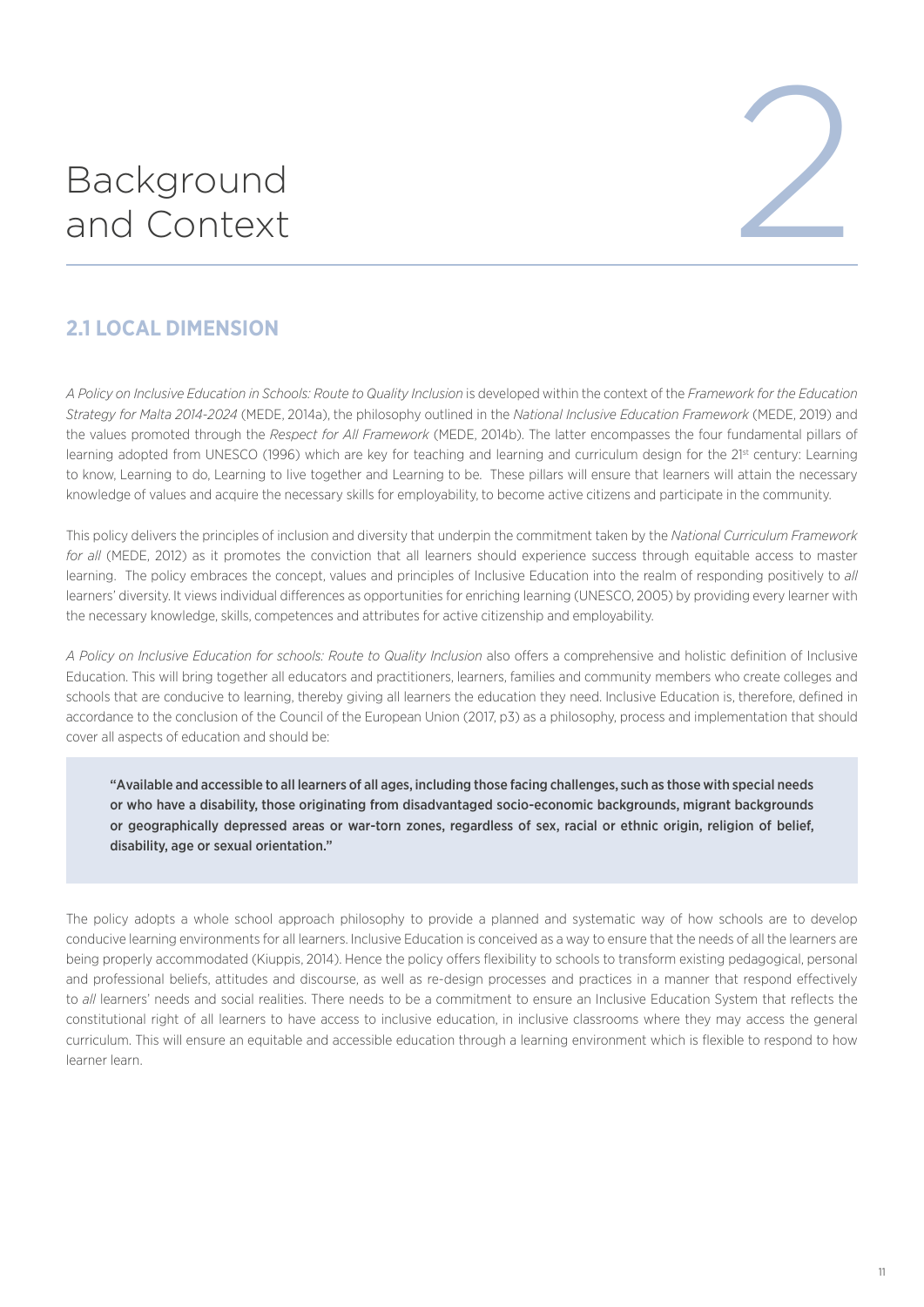# 2 Background and Context

## 2.1 LOCAL DIMENSION

*A Policy on Inclusive Education in Schools: Route to Quality Inclusion* is developed within the context of the *Framework for the Education Strategy for Malta 2014-2024* (MEDE, 2014a), the philosophy outlined in the *National Inclusive Education Framework* (MEDE, 2019) and the values promoted through the *Respect for All Framework* (MEDE, 2014b). The latter encompasses the four fundamental pillars of learning adopted from UNESCO (1996) which are key for teaching and learning and curriculum design for the 21st century: Learning to know, Learning to do, Learning to live together and Learning to be. These pillars will ensure that learners will attain the necessary knowledge of values and acquire the necessary skills for employability, to become active citizens and participate in the community.

This policy delivers the principles of inclusion and diversity that underpin the commitment taken by the *National Curriculum Framework for all* (MEDE, 2012) as it promotes the conviction that all learners should experience success through equitable access to master learning. The policy embraces the concept, values and principles of Inclusive Education into the realm of responding positively to *all* learners' diversity. It views individual differences as opportunities for enriching learning (UNESCO, 2005) by providing every learner with the necessary knowledge, skills, competences and attributes for active citizenship and employability.

*A Policy on Inclusive Education for schools: Route to Quality Inclusion* also offers a comprehensive and holistic definition of Inclusive Education. This will bring together all educators and practitioners, learners, families and community members who create colleges and schools that are conducive to learning, thereby giving all learners the education they need. Inclusive Education is, therefore, defined in accordance to the conclusion of the Council of the European Union (2017, p3) as a philosophy, process and implementation that should cover all aspects of education and should be:

> **"Available and accessible to all learners of all ages, including those facing challenges, such as those with special needs or who have a disability, those originating from disadvantaged socio-economic backgrounds, migrant backgrounds or geographically depressed areas or war-torn zones, regardless of sex, racial or ethnic origin, religion of belief, disability, age or sexual orientation."**

The policy adopts a whole school approach philosophy to provide a planned and systematic way of how schools are to develop conducive learning environments for all learners. Inclusive Education is conceived as a way to ensure that the needs of all the learners are being properly accommodated (Kiuppis, 2014). Hence the policy offers flexibility to schools to transform existing pedagogical, personal and professional beliefs, attitudes and discourse, as well as re-design processes and practices in a manner that respond effectively to *all* learners' needs and social realities. There needs to be a commitment to ensure an Inclusive Education System that reflects the constitutional right of all learners to have access to inclusive education, in inclusive classrooms where they may access the general curriculum. This will ensure an equitable and accessible education through a learning environment which is flexible to respond to how learner learn.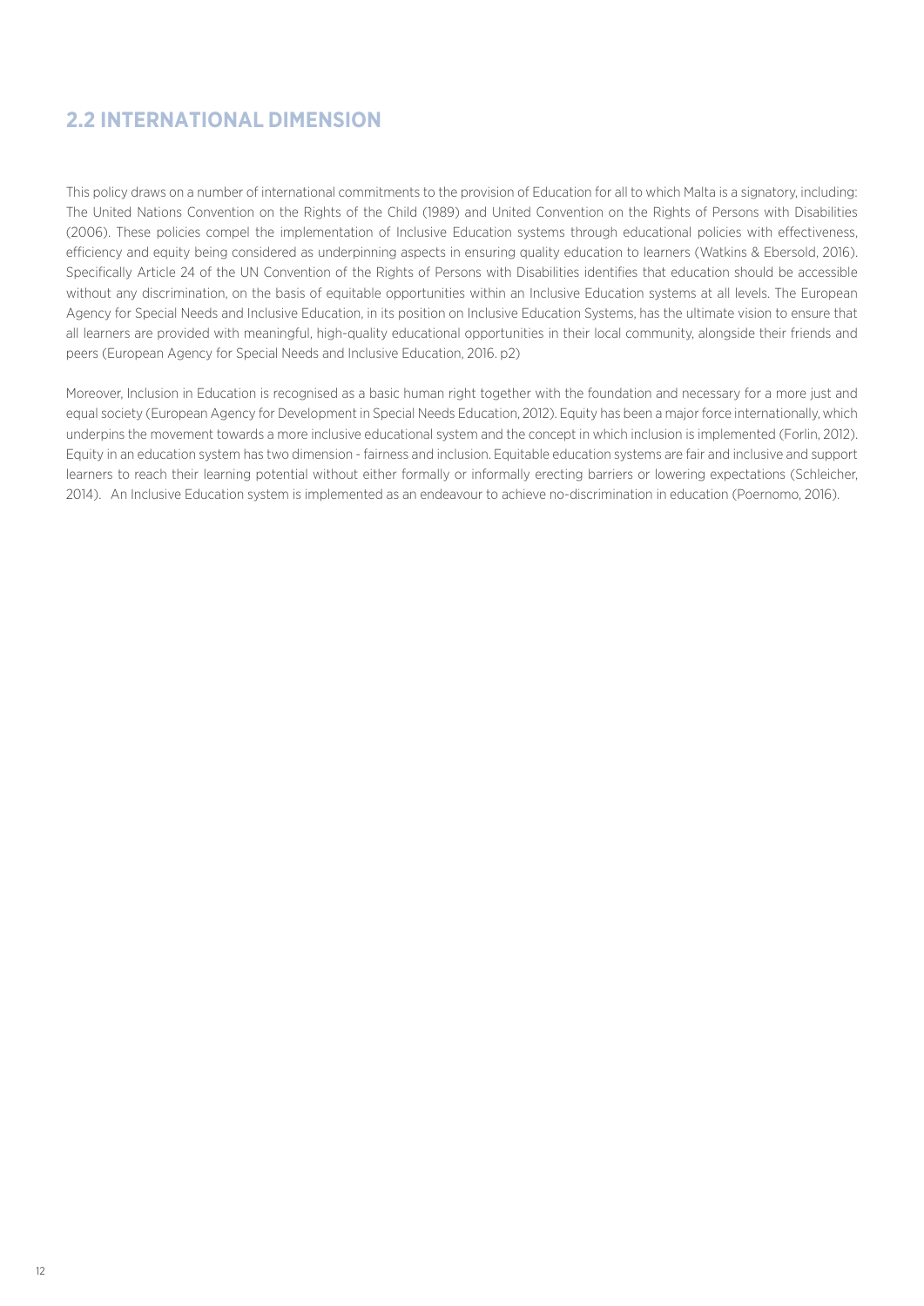## 2.2 INTERNATIONAL DIMENSION

This policy draws on a number of international commitments to the provision of Education for all to which Malta is a signatory, including: The United Nations Convention on the Rights of the Child (1989) and United Convention on the Rights of Persons with Disabilities (2006). These policies compel the implementation of Inclusive Education systems through educational policies with effectiveness, efficiency and equity being considered as underpinning aspects in ensuring quality education to learners (Watkins & Ebersold, 2016). Specifically Article 24 of the UN Convention of the Rights of Persons with Disabilities identifies that education should be accessible without any discrimination, on the basis of equitable opportunities within an Inclusive Education systems at all levels. The European Agency for Special Needs and Inclusive Education, in its position on Inclusive Education Systems, has the ultimate vision to ensure that all learners are provided with meaningful, high-quality educational opportunities in their local community, alongside their friends and peers (European Agency for Special Needs and Inclusive Education, 2016. p2)

Moreover, Inclusion in Education is recognised as a basic human right together with the foundation and necessary for a more just and equal society (European Agency for Development in Special Needs Education, 2012). Equity has been a major force internationally, which underpins the movement towards a more inclusive educational system and the concept in which inclusion is implemented (Forlin, 2012). Equity in an education system has two dimension - fairness and inclusion. Equitable education systems are fair and inclusive and support learners to reach their learning potential without either formally or informally erecting barriers or lowering expectations (Schleicher, 2014). An Inclusive Education system is implemented as an endeavour to achieve no-discrimination in education (Poernomo, 2016).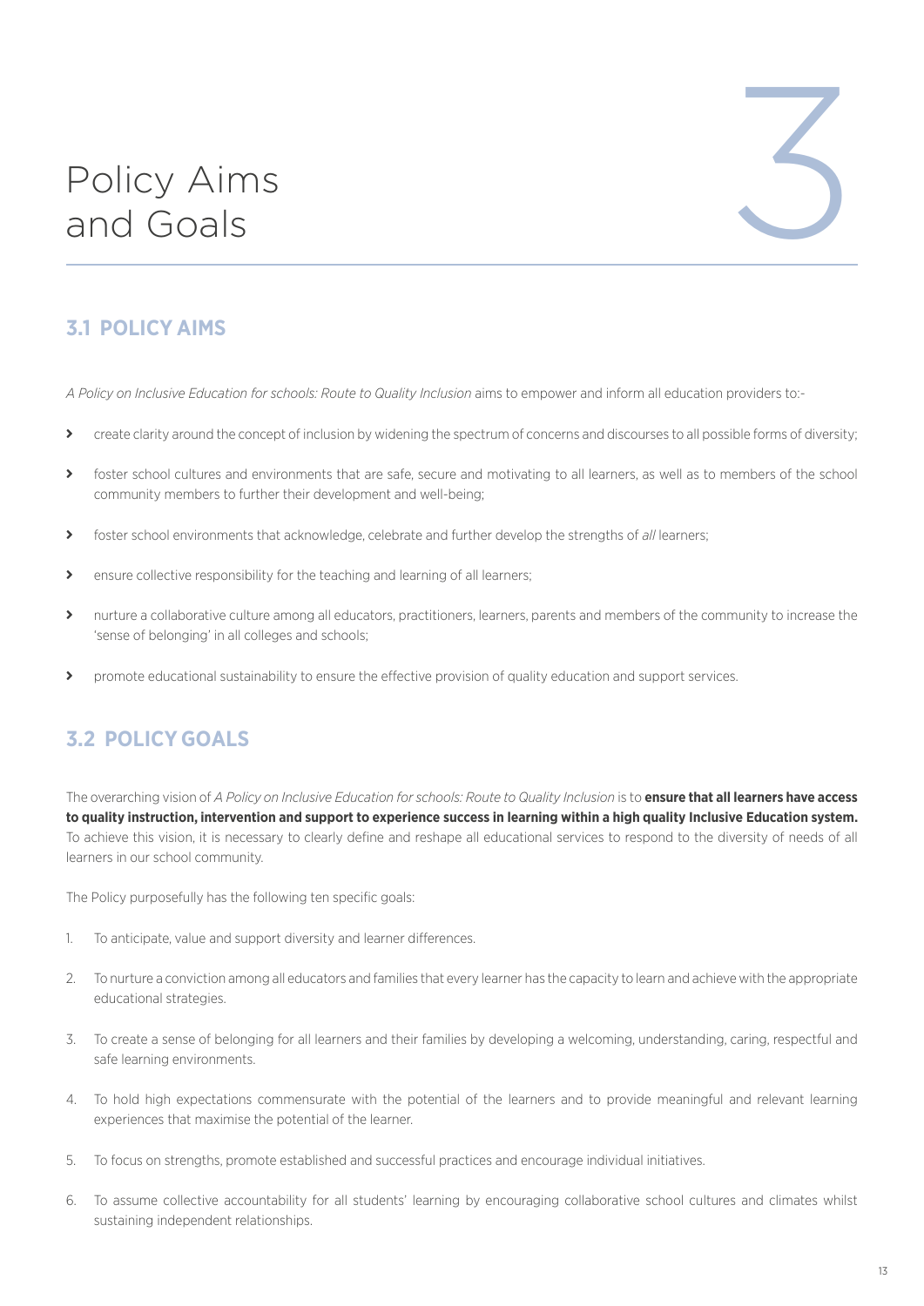# Policy Aims and Goals

## 3.1 POLICY AIMS

*A Policy on Inclusive Education for schools: Route to Quality Inclusion* aims to empower and inform all education providers to:-

- create clarity around the concept of inclusion by widening the spectrum of concerns and discourses to all possible forms of diversity;
- foster school cultures and environments that are safe, secure and motivating to all learners, as well as to members of the school community members to further their development and well-being;
- foster school environments that acknowledge, celebrate and further develop the strengths of *all* learners;
- ensure collective responsibility for the teaching and learning of all learners;
- nurture a collaborative culture among all educators, practitioners, learners, parents and members of the community to increase the 'sense of belonging' in all colleges and schools;
- promote educational sustainability to ensure the effective provision of quality education and support services.

## 3.2 POLICY GOALS

The overarching vision of *A Policy on Inclusive Education for schools: Route to Quality Inclusion* is to **ensure that all learners have access to quality instruction, intervention and support to experience success in learning within a high quality Inclusive Education system.** To achieve this vision, it is necessary to clearly define and reshape all educational services to respond to the diversity of needs of all learners in our school community.

The Policy purposefully has the following ten specific goals:

1. To anticipate, value and support diversity and learner differences.
2. To nurture a conviction among all educators and families that every learner has the capacity to learn and achieve with the appropriate educational strategies.
3. To create a sense of belonging for all learners and their families by developing a welcoming, understanding, caring, respectful and safe learning environments.
4. To hold high expectations commensurate with the potential of the learners and to provide meaningful and relevant learning experiences that maximise the potential of the learner.
5. To focus on strengths, promote established and successful practices and encourage individual initiatives.
6. To assume collective accountability for all students' learning by encouraging collaborative school cultures and climates whilst sustaining independent relationships.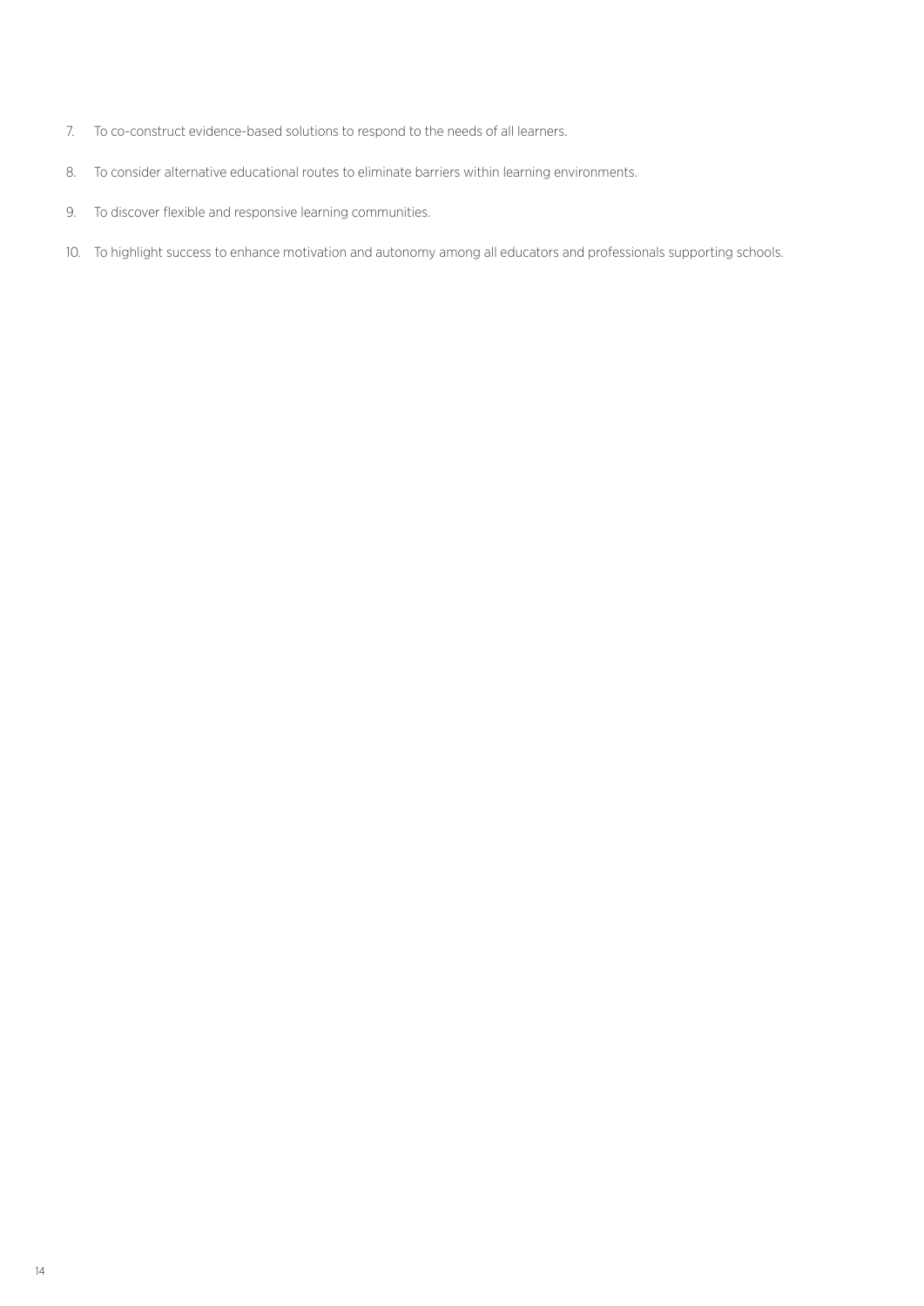7. To co-construct evidence-based solutions to respond to the needs of all learners.
8. To consider alternative educational routes to eliminate barriers within learning environments.
9. To discover flexible and responsive learning communities.
10. To highlight success to enhance motivation and autonomy among all educators and professionals supporting schools.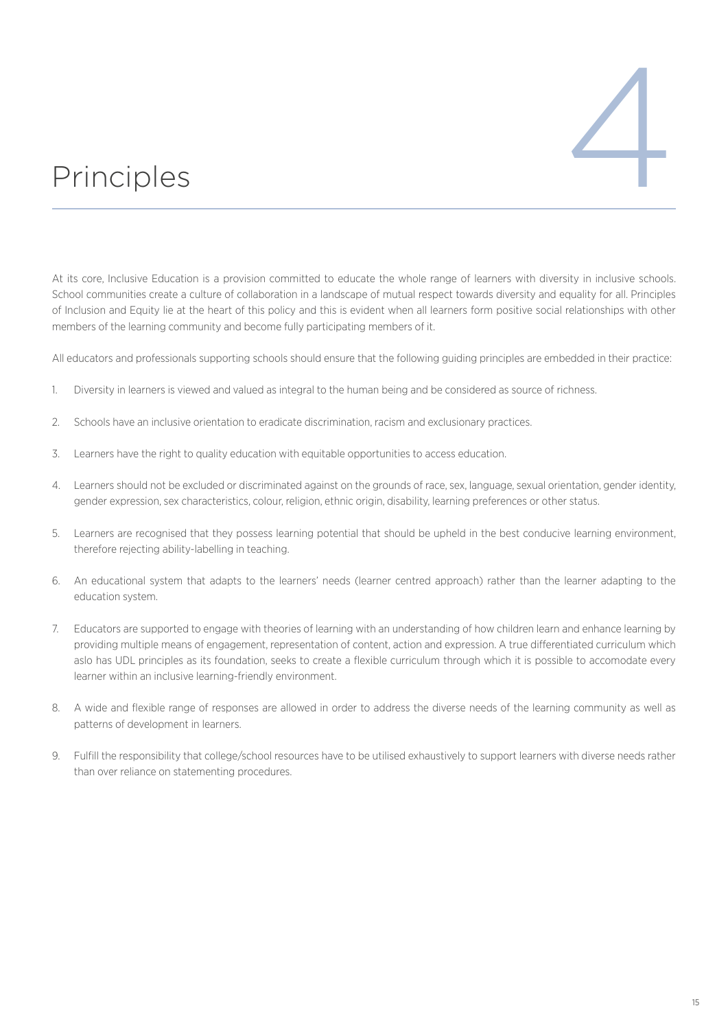# 4 Principles

At its core, Inclusive Education is a provision committed to educate the whole range of learners with diversity in inclusive schools. School communities create a culture of collaboration in a landscape of mutual respect towards diversity and equality for all. Principles of Inclusion and Equity lie at the heart of this policy and this is evident when all learners form positive social relationships with other members of the learning community and become fully participating members of it.

All educators and professionals supporting schools should ensure that the following guiding principles are embedded in their practice:

1. Diversity in learners is viewed and valued as integral to the human being and be considered as source of richness.
2. Schools have an inclusive orientation to eradicate discrimination, racism and exclusionary practices.
3. Learners have the right to quality education with equitable opportunities to access education.
4. Learners should not be excluded or discriminated against on the grounds of race, sex, language, sexual orientation, gender identity, gender expression, sex characteristics, colour, religion, ethnic origin, disability, learning preferences or other status.
5. Learners are recognised that they possess learning potential that should be upheld in the best conducive learning environment, therefore rejecting ability-labelling in teaching.
6. An educational system that adapts to the learners' needs (learner centred approach) rather than the learner adapting to the education system.
7. Educators are supported to engage with theories of learning with an understanding of how children learn and enhance learning by providing multiple means of engagement, representation of content, action and expression. A true differentiated curriculum which aslo has UDL principles as its foundation, seeks to create a flexible curriculum through which it is possible to accomodate every learner within an inclusive learning-friendly environment.
8. A wide and flexible range of responses are allowed in order to address the diverse needs of the learning community as well as patterns of development in learners.
9. Fulfill the responsibility that college/school resources have to be utilised exhaustively to support learners with diverse needs rather than over reliance on statementing procedures.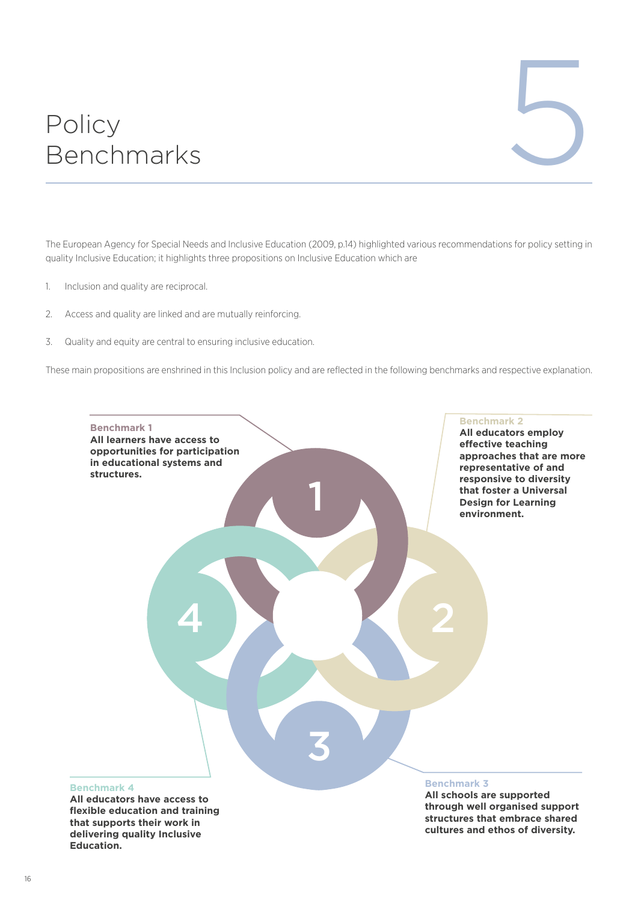# 5 Policy Benchmarks

The European Agency for Special Needs and Inclusive Education (2009, p.14) highlighted various recommendations for policy setting in quality Inclusive Education; it highlights three propositions on Inclusive Education which are

1. Inclusion and quality are reciprocal.
2. Access and quality are linked and are mutually reinforcing.
3. Quality and equity are central to ensuring inclusive education.

These main propositions are enshrined in this Inclusion policy and are reflected in the following benchmarks and respective explanation.

**Benchmark 1**
**All learners have access to opportunities for participation in educational systems and structures.**

**Benchmark 2**
**All educators employ effective teaching approaches that are more representative of and responsive to diversity that foster a Universal Design for Learning environment.**

**Benchmark 3**
**All schools are supported through well organised support structures that embrace shared cultures and ethos of diversity.**

**Benchmark 4**
**All educators have access to flexible education and training that supports their work in delivering quality Inclusive Education.**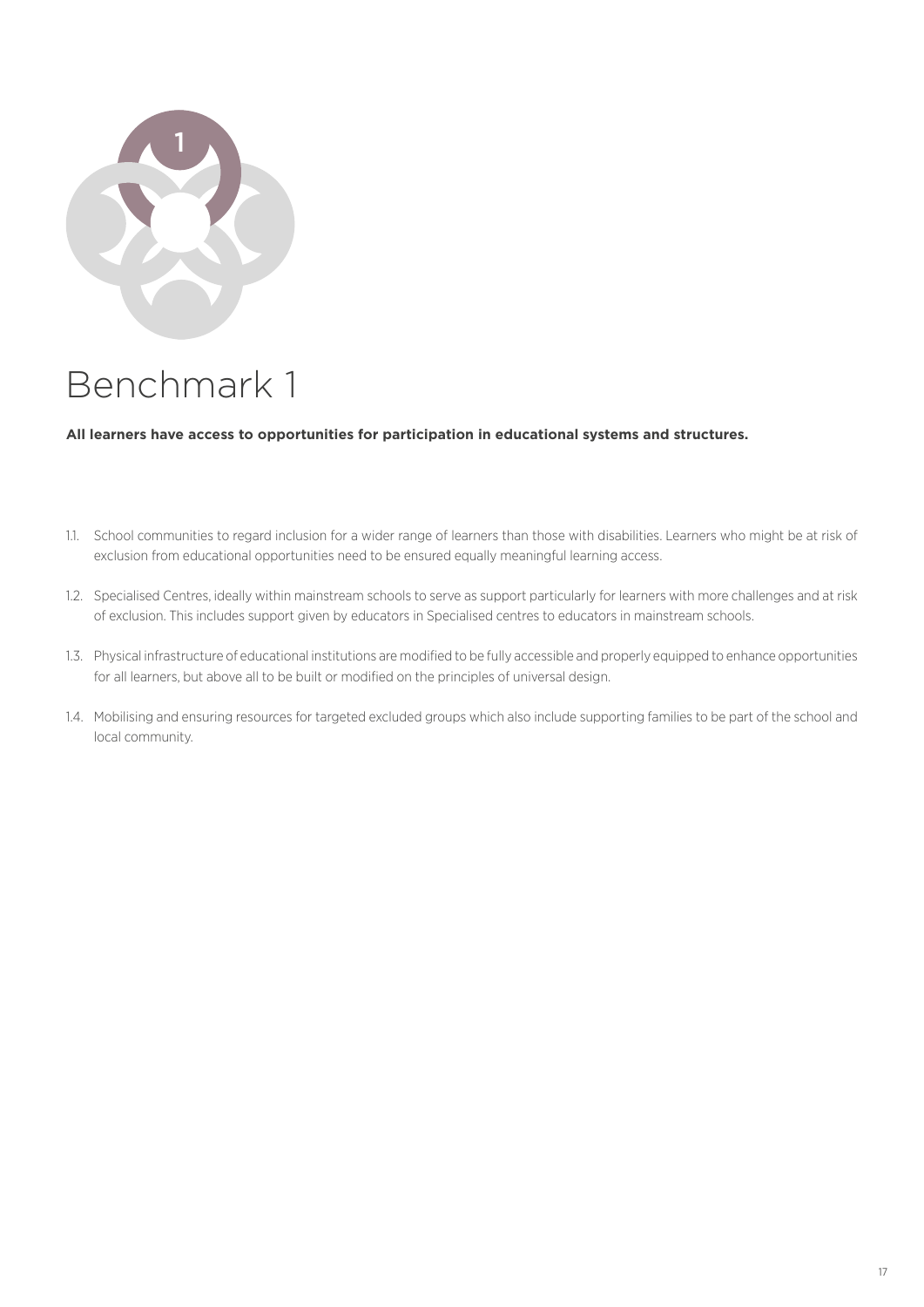# Benchmark 1

**All learners have access to opportunities for participation in educational systems and structures.**

1.1. School communities to regard inclusion for a wider range of learners than those with disabilities. Learners who might be at risk of exclusion from educational opportunities need to be ensured equally meaningful learning access.

1.2. Specialised Centres, ideally within mainstream schools to serve as support particularly for learners with more challenges and at risk of exclusion. This includes support given by educators in Specialised centres to educators in mainstream schools.

1.3. Physical infrastructure of educational institutions are modified to be fully accessible and properly equipped to enhance opportunities for all learners, but above all to be built or modified on the principles of universal design.

1.4. Mobilising and ensuring resources for targeted excluded groups which also include supporting families to be part of the school and local community.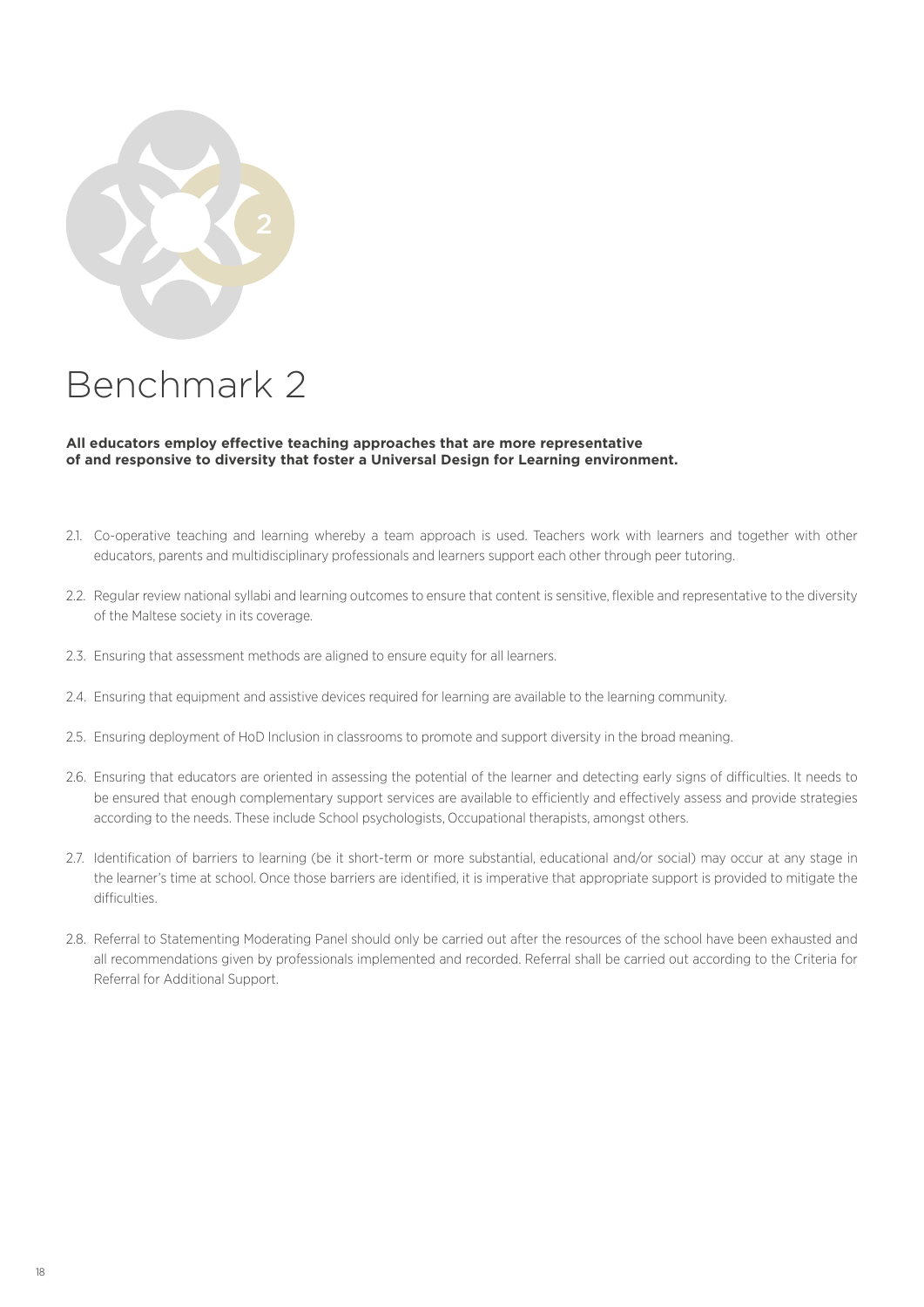# Benchmark 2

**All educators employ effective teaching approaches that are more representative of and responsive to diversity that foster a Universal Design for Learning environment.**

2.1. Co-operative teaching and learning whereby a team approach is used. Teachers work with learners and together with other educators, parents and multidisciplinary professionals and learners support each other through peer tutoring.

2.2. Regular review national syllabi and learning outcomes to ensure that content is sensitive, flexible and representative to the diversity of the Maltese society in its coverage.

2.3. Ensuring that assessment methods are aligned to ensure equity for all learners.

2.4. Ensuring that equipment and assistive devices required for learning are available to the learning community.

2.5. Ensuring deployment of HoD Inclusion in classrooms to promote and support diversity in the broad meaning.

2.6. Ensuring that educators are oriented in assessing the potential of the learner and detecting early signs of difficulties. It needs to be ensured that enough complementary support services are available to efficiently and effectively assess and provide strategies according to the needs. These include School psychologists, Occupational therapists, amongst others.

2.7. Identification of barriers to learning (be it short-term or more substantial, educational and/or social) may occur at any stage in the learner's time at school. Once those barriers are identified, it is imperative that appropriate support is provided to mitigate the difficulties.

2.8. Referral to Statementing Moderating Panel should only be carried out after the resources of the school have been exhausted and all recommendations given by professionals implemented and recorded. Referral shall be carried out according to the Criteria for Referral for Additional Support.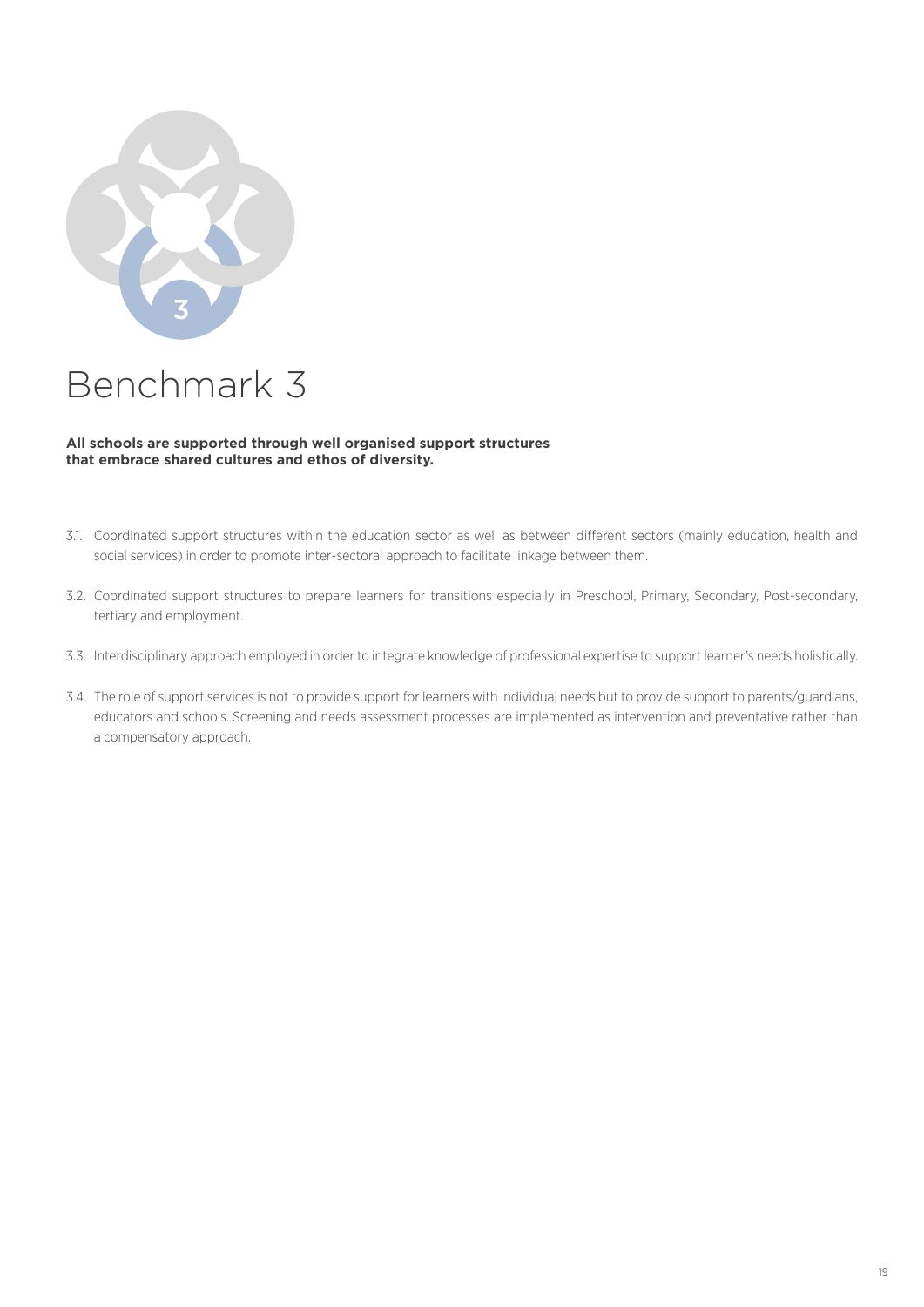# Benchmark 3

**All schools are supported through well organised support structures that embrace shared cultures and ethos of diversity.**

3.1. Coordinated support structures within the education sector as well as between different sectors (mainly education, health and social services) in order to promote inter-sectoral approach to facilitate linkage between them.

3.2. Coordinated support structures to prepare learners for transitions especially in Preschool, Primary, Secondary, Post-secondary, tertiary and employment.

3.3. Interdisciplinary approach employed in order to integrate knowledge of professional expertise to support learner's needs holistically.

3.4. The role of support services is not to provide support for learners with individual needs but to provide support to parents/guardians, educators and schools. Screening and needs assessment processes are implemented as intervention and preventative rather than a compensatory approach.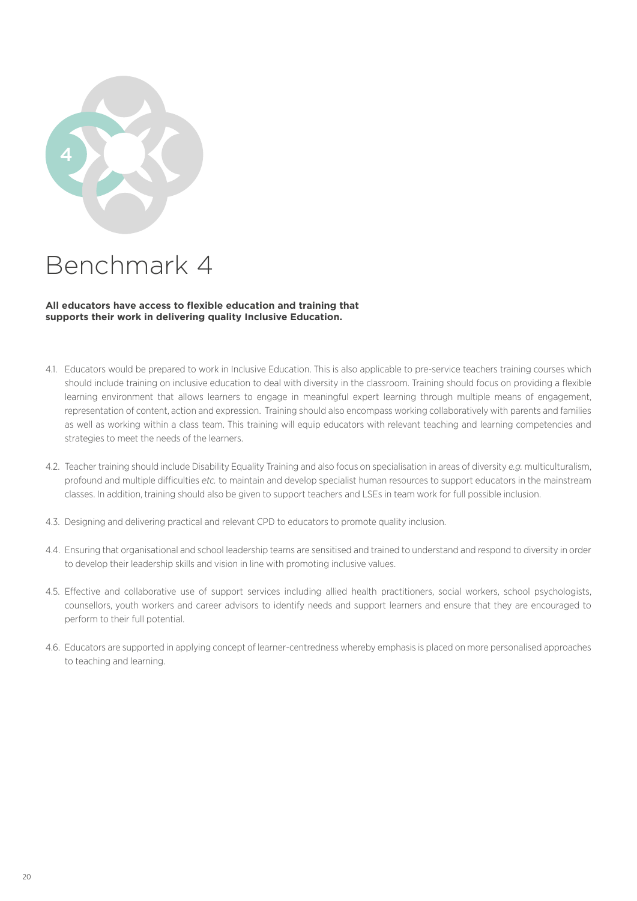# Benchmark 4

**All educators have access to flexible education and training that supports their work in delivering quality Inclusive Education.**

4.1. Educators would be prepared to work in Inclusive Education. This is also applicable to pre-service teachers training courses which should include training on inclusive education to deal with diversity in the classroom. Training should focus on providing a flexible learning environment that allows learners to engage in meaningful expert learning through multiple means of engagement, representation of content, action and expression. Training should also encompass working collaboratively with parents and families as well as working within a class team. This training will equip educators with relevant teaching and learning competencies and strategies to meet the needs of the learners.

4.2. Teacher training should include Disability Equality Training and also focus on specialisation in areas of diversity *e.g.* multiculturalism, profound and multiple difficulties *etc.* to maintain and develop specialist human resources to support educators in the mainstream classes. In addition, training should also be given to support teachers and LSEs in team work for full possible inclusion.

4.3. Designing and delivering practical and relevant CPD to educators to promote quality inclusion.

4.4. Ensuring that organisational and school leadership teams are sensitised and trained to understand and respond to diversity in order to develop their leadership skills and vision in line with promoting inclusive values.

4.5. Effective and collaborative use of support services including allied health practitioners, social workers, school psychologists, counsellors, youth workers and career advisors to identify needs and support learners and ensure that they are encouraged to perform to their full potential.

4.6. Educators are supported in applying concept of learner-centredness whereby emphasis is placed on more personalised approaches to teaching and learning.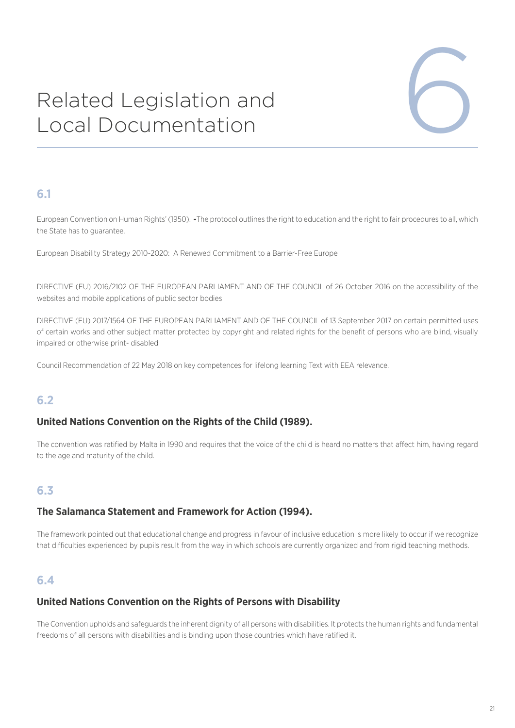# 6 Related Legislation and Local Documentation

## 6.1

European Convention on Human Rights' (1950). -The protocol outlines the right to education and the right to fair procedures to all, which the State has to guarantee.

European Disability Strategy 2010-2020: A Renewed Commitment to a Barrier-Free Europe

DIRECTIVE (EU) 2016/2102 OF THE EUROPEAN PARLIAMENT AND OF THE COUNCIL of 26 October 2016 on the accessibility of the websites and mobile applications of public sector bodies

DIRECTIVE (EU) 2017/1564 OF THE EUROPEAN PARLIAMENT AND OF THE COUNCIL of 13 September 2017 on certain permitted uses of certain works and other subject matter protected by copyright and related rights for the benefit of persons who are blind, visually impaired or otherwise print- disabled

Council Recommendation of 22 May 2018 on key competences for lifelong learning Text with EEA relevance.

## 6.2

### United Nations Convention on the Rights of the Child (1989).

The convention was ratified by Malta in 1990 and requires that the voice of the child is heard no matters that affect him, having regard to the age and maturity of the child.

## 6.3

### The Salamanca Statement and Framework for Action (1994).

The framework pointed out that educational change and progress in favour of inclusive education is more likely to occur if we recognize that difficulties experienced by pupils result from the way in which schools are currently organized and from rigid teaching methods.

## 6.4

### United Nations Convention on the Rights of Persons with Disability

The Convention upholds and safeguards the inherent dignity of all persons with disabilities. It protects the human rights and fundamental freedoms of all persons with disabilities and is binding upon those countries which have ratified it.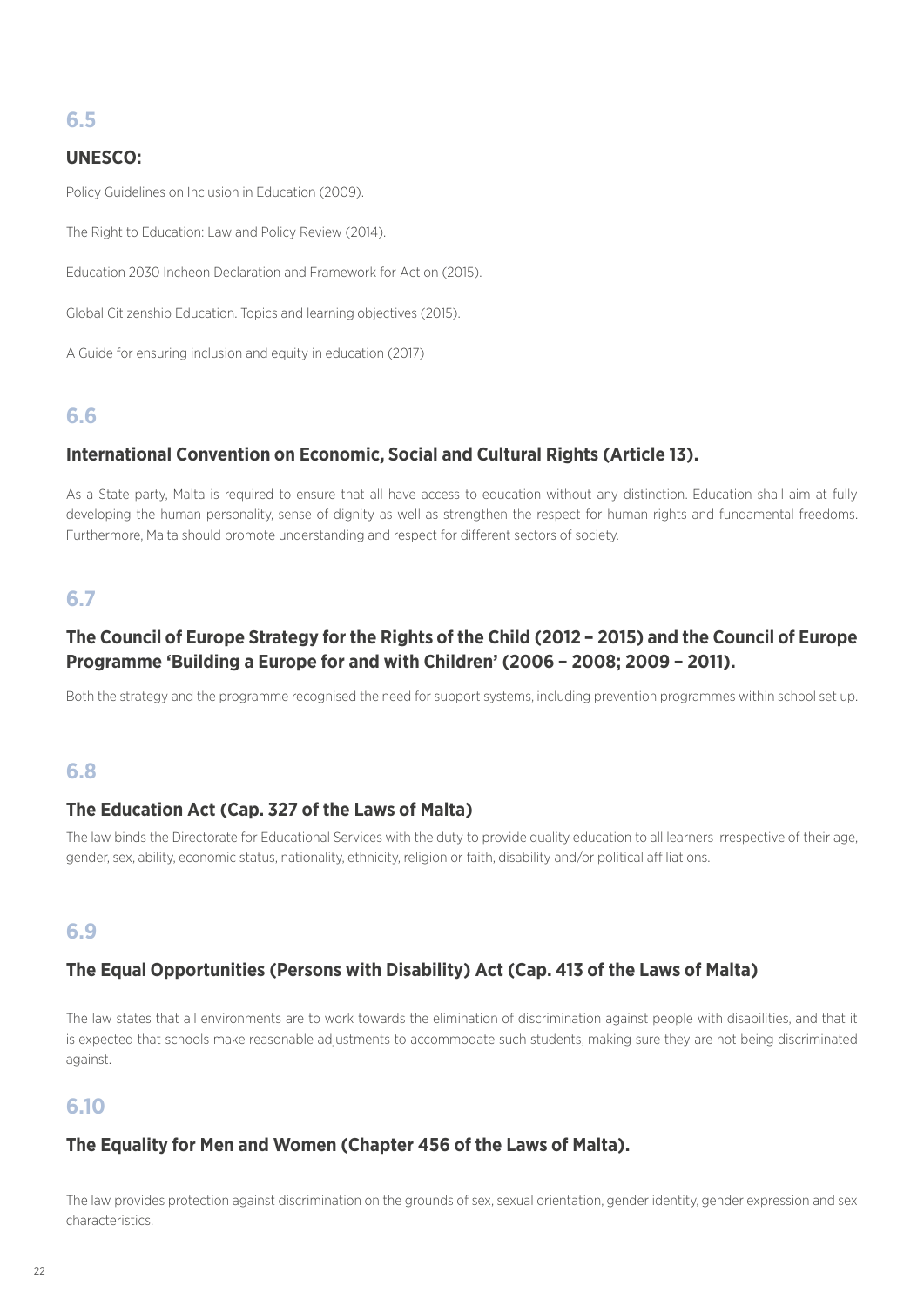## 6.5

### UNESCO:

Policy Guidelines on Inclusion in Education (2009).

The Right to Education: Law and Policy Review (2014).

Education 2030 Incheon Declaration and Framework for Action (2015).

Global Citizenship Education. Topics and learning objectives (2015).

A Guide for ensuring inclusion and equity in education (2017)

## 6.6

### International Convention on Economic, Social and Cultural Rights (Article 13).

As a State party, Malta is required to ensure that all have access to education without any distinction. Education shall aim at fully developing the human personality, sense of dignity as well as strengthen the respect for human rights and fundamental freedoms. Furthermore, Malta should promote understanding and respect for different sectors of society.

## 6.7

### The Council of Europe Strategy for the Rights of the Child (2012 – 2015) and the Council of Europe Programme 'Building a Europe for and with Children' (2006 – 2008; 2009 – 2011).

Both the strategy and the programme recognised the need for support systems, including prevention programmes within school set up.

## 6.8

### The Education Act (Cap. 327 of the Laws of Malta)

The law binds the Directorate for Educational Services with the duty to provide quality education to all learners irrespective of their age, gender, sex, ability, economic status, nationality, ethnicity, religion or faith, disability and/or political affiliations.

## 6.9

### The Equal Opportunities (Persons with Disability) Act (Cap. 413 of the Laws of Malta)

The law states that all environments are to work towards the elimination of discrimination against people with disabilities, and that it is expected that schools make reasonable adjustments to accommodate such students, making sure they are not being discriminated against.

## 6.10

### The Equality for Men and Women (Chapter 456 of the Laws of Malta).

The law provides protection against discrimination on the grounds of sex, sexual orientation, gender identity, gender expression and sex characteristics.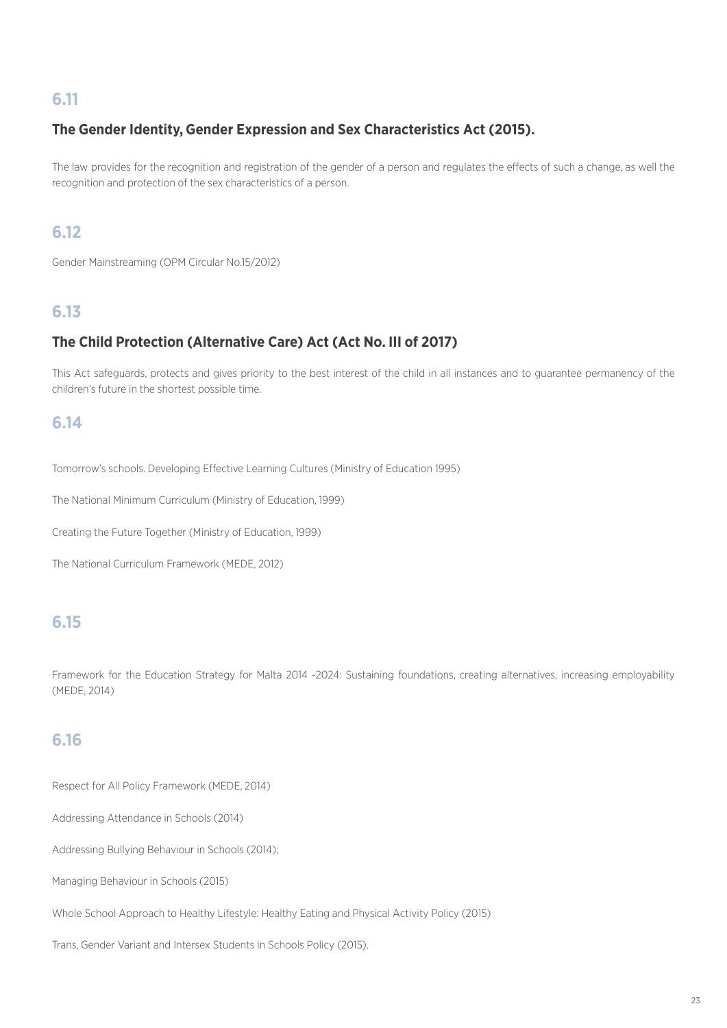## 6.11

### The Gender Identity, Gender Expression and Sex Characteristics Act (2015).

The law provides for the recognition and registration of the gender of a person and regulates the effects of such a change, as well the recognition and protection of the sex characteristics of a person.

## 6.12

Gender Mainstreaming (OPM Circular No.15/2012)

## 6.13

### The Child Protection (Alternative Care) Act (Act No. III of 2017)

This Act safeguards, protects and gives priority to the best interest of the child in all instances and to guarantee permanency of the children's future in the shortest possible time.

## 6.14

Tomorrow's schools. Developing Effective Learning Cultures (Ministry of Education 1995)

The National Minimum Curriculum (Ministry of Education, 1999)

Creating the Future Together (Ministry of Education, 1999)

The National Curriculum Framework (MEDE, 2012)

## 6.15

Framework for the Education Strategy for Malta 2014 -2024: Sustaining foundations, creating alternatives, increasing employability (MEDE, 2014)

## 6.16

Respect for All Policy Framework (MEDE, 2014)

Addressing Attendance in Schools (2014)

Addressing Bullying Behaviour in Schools (2014);

Managing Behaviour in Schools (2015)

Whole School Approach to Healthy Lifestyle: Healthy Eating and Physical Activity Policy (2015)

Trans, Gender Variant and Intersex Students in Schools Policy (2015).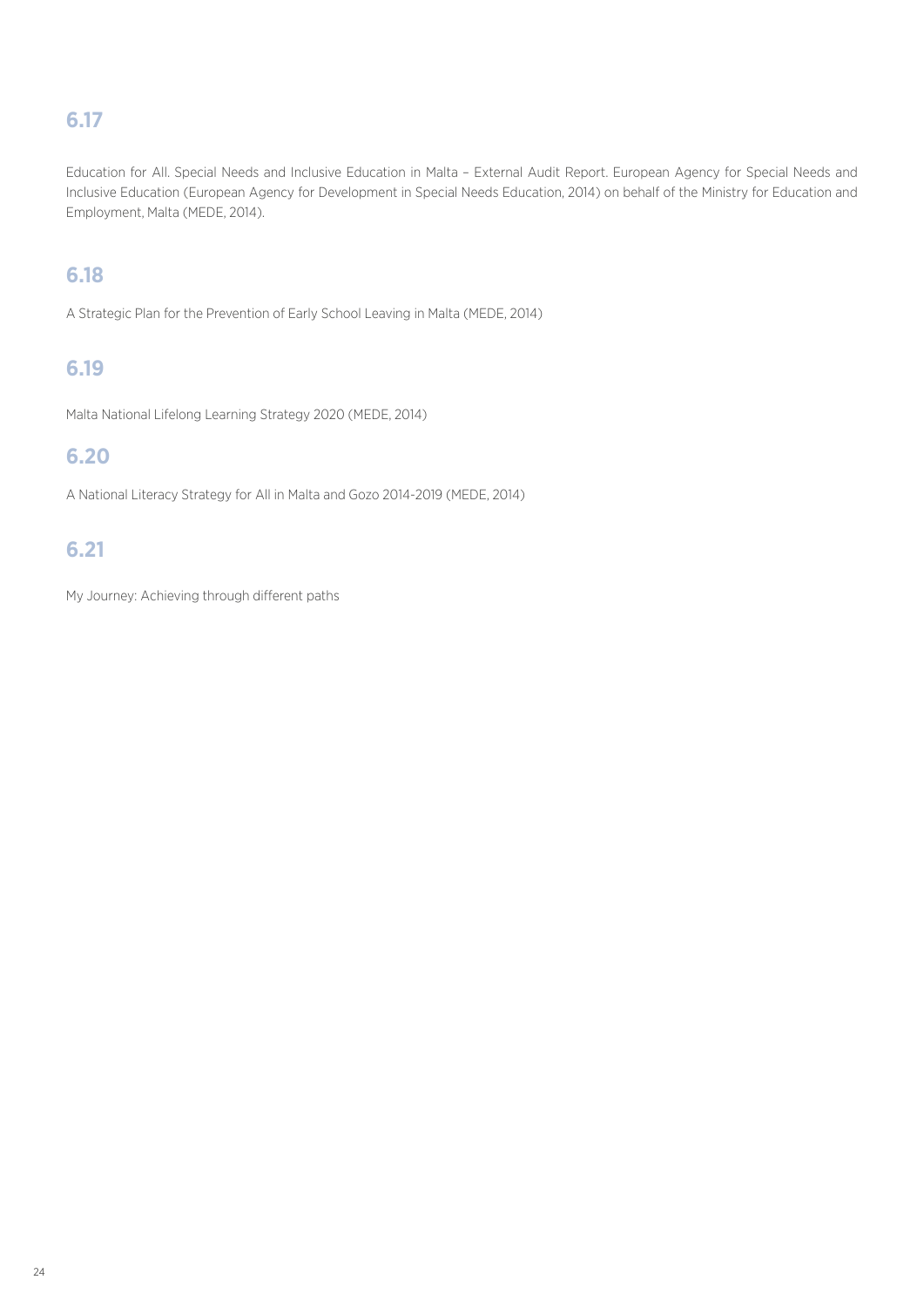## 6.17

Education for All. Special Needs and Inclusive Education in Malta – External Audit Report. European Agency for Special Needs and Inclusive Education (European Agency for Development in Special Needs Education, 2014) on behalf of the Ministry for Education and Employment, Malta (MEDE, 2014).

## 6.18

A Strategic Plan for the Prevention of Early School Leaving in Malta (MEDE, 2014)

## 6.19

Malta National Lifelong Learning Strategy 2020 (MEDE, 2014)

## 6.20

A National Literacy Strategy for All in Malta and Gozo 2014-2019 (MEDE, 2014)

## 6.21

My Journey: Achieving through different paths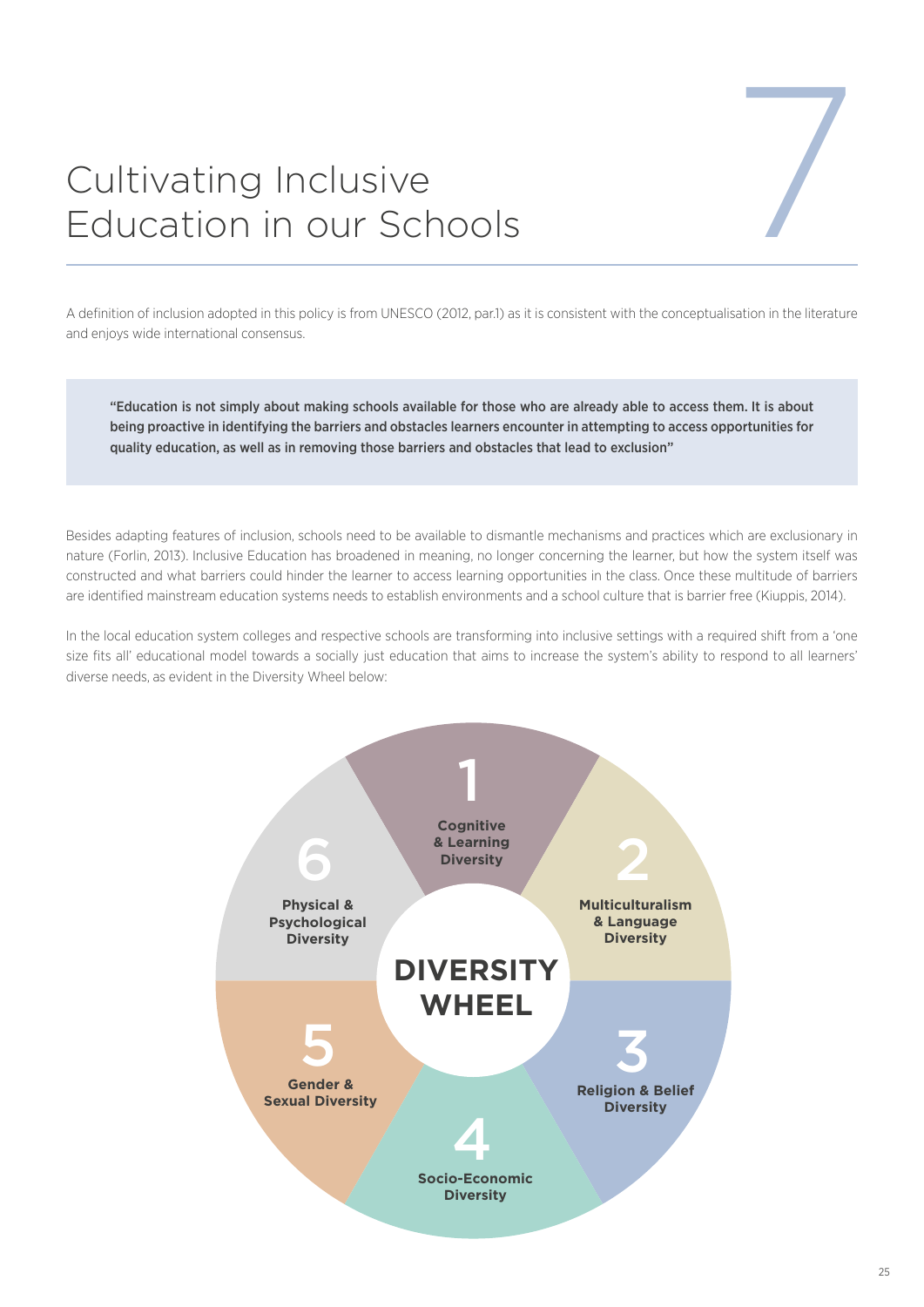# 7 Cultivating Inclusive Education in our Schools

A definition of inclusion adopted in this policy is from UNESCO (2012, par.1) as it is consistent with the conceptualisation in the literature and enjoys wide international consensus.

> **"Education is not simply about making schools available for those who are already able to access them. It is about being proactive in identifying the barriers and obstacles learners encounter in attempting to access opportunities for quality education, as well as in removing those barriers and obstacles that lead to exclusion"**

Besides adapting features of inclusion, schools need to be available to dismantle mechanisms and practices which are exclusionary in nature (Forlin, 2013). Inclusive Education has broadened in meaning, no longer concerning the learner, but how the system itself was constructed and what barriers could hinder the learner to access learning opportunities in the class. Once these multitude of barriers are identified mainstream education systems needs to establish environments and a school culture that is barrier free (Kiuppis, 2014).

In the local education system colleges and respective schools are transforming into inclusive settings with a required shift from a 'one size fits all' educational model towards a socially just education that aims to increase the system's ability to respond to all learners' diverse needs, as evident in the Diversity Wheel below:

**DIVERSITY WHEEL**

1. Cognitive & Learning Diversity
2. Multiculturalism & Language Diversity
3. Religion & Belief Diversity
4. Socio-Economic Diversity
5. Gender & Sexual Diversity
6. Physical & Psychological Diversity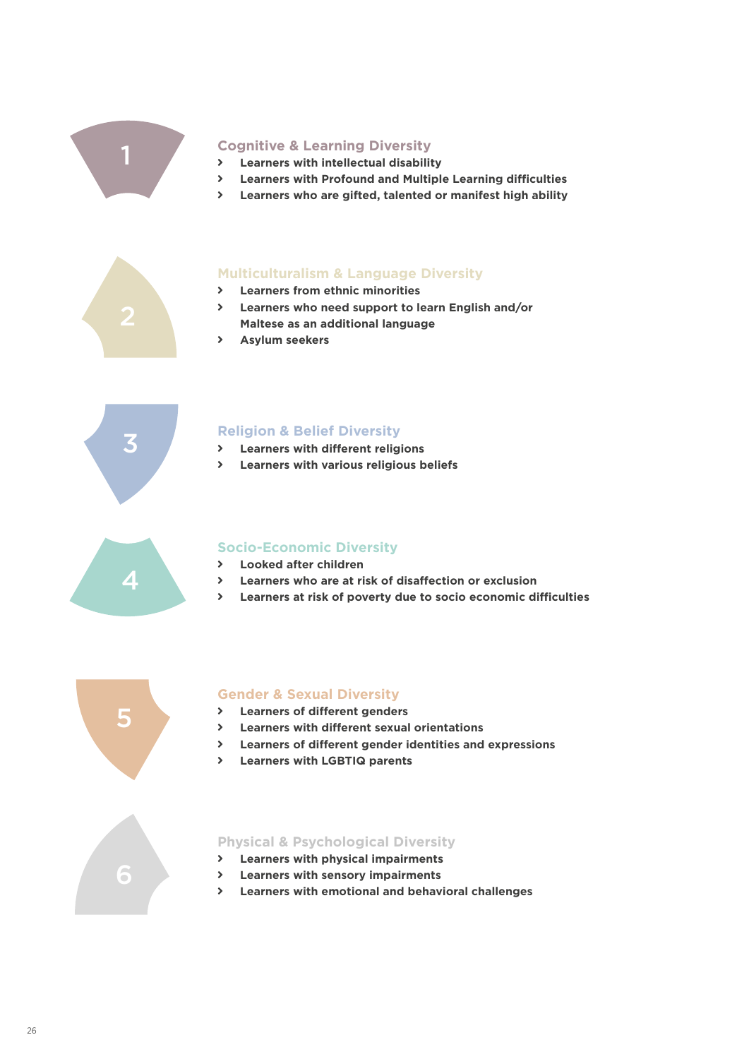1

## Cognitive & Learning Diversity

- Learners with intellectual disability
- Learners with Profound and Multiple Learning difficulties
- Learners who are gifted, talented or manifest high ability

2

## Multiculturalism & Language Diversity

- Learners from ethnic minorities
- Learners who need support to learn English and/or Maltese as an additional language
- Asylum seekers

3

## Religion & Belief Diversity

- Learners with different religions
- Learners with various religious beliefs

4

## Socio-Economic Diversity

- Looked after children
- Learners who are at risk of disaffection or exclusion
- Learners at risk of poverty due to socio economic difficulties

5

## Gender & Sexual Diversity

- Learners of different genders
- Learners with different sexual orientations
- Learners of different gender identities and expressions
- Learners with LGBTIQ parents

6

## Physical & Psychological Diversity

- Learners with physical impairments
- Learners with sensory impairments
- Learners with emotional and behavioral challenges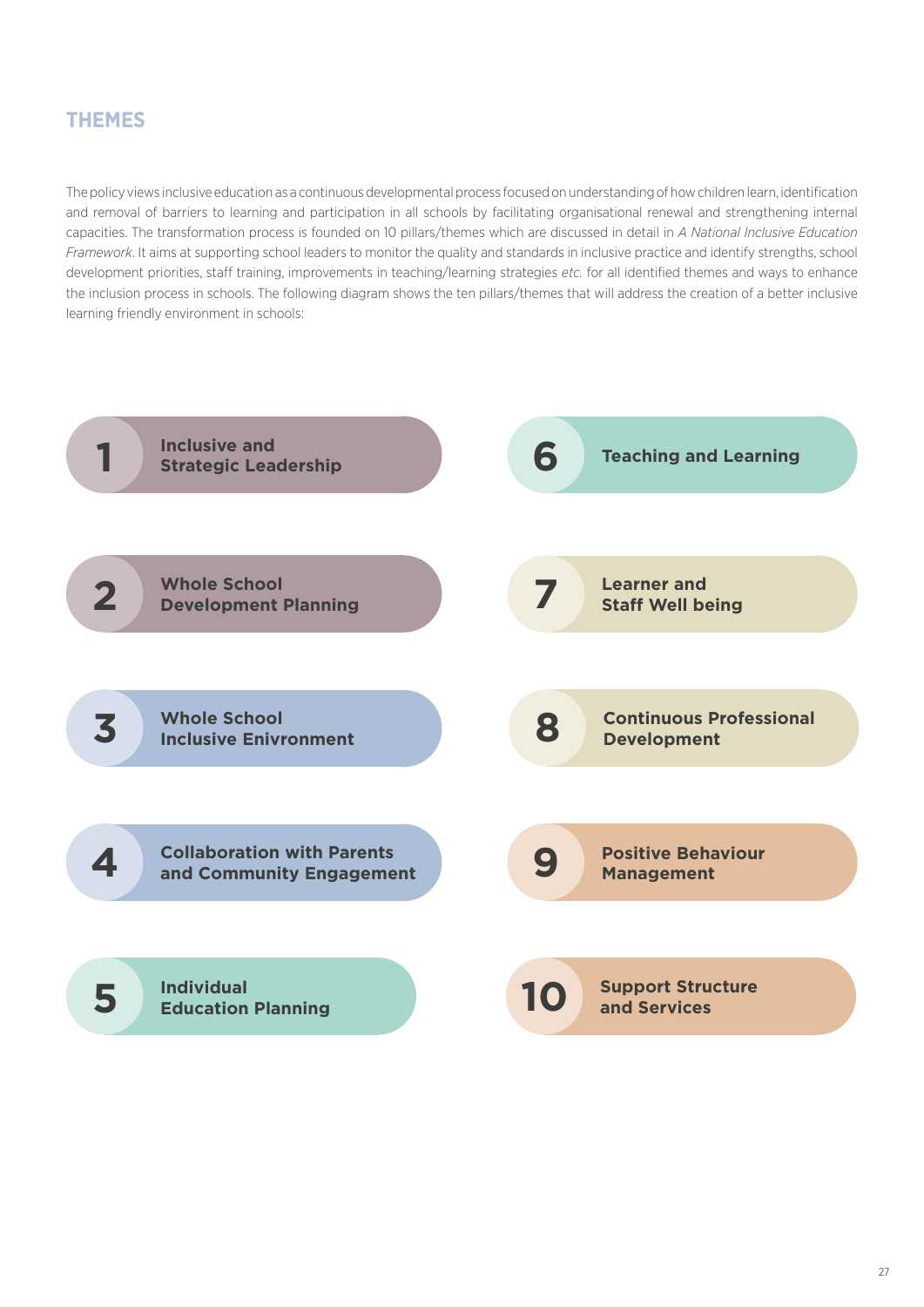## THEMES

The policy views inclusive education as a continuous developmental process focused on understanding of how children learn, identification and removal of barriers to learning and participation in all schools by facilitating organisational renewal and strengthening internal capacities. The transformation process is founded on 10 pillars/themes which are discussed in detail in *A National Inclusive Education Framework*. It aims at supporting school leaders to monitor the quality and standards in inclusive practice and identify strengths, school development priorities, staff training, improvements in teaching/learning strategies *etc.* for all identified themes and ways to enhance the inclusion process in schools. The following diagram shows the ten pillars/themes that will address the creation of a better inclusive learning friendly environment in schools:

1. **Inclusive and Strategic Leadership**
2. **Whole School Development Planning**
3. **Whole School Inclusive Enivronment**
4. **Collaboration with Parents and Community Engagement**
5. **Individual Education Planning**
6. **Teaching and Learning**
7. **Learner and Staff Well being**
8. **Continuous Professional Development**
9. **Positive Behaviour Management**
10. **Support Structure and Services**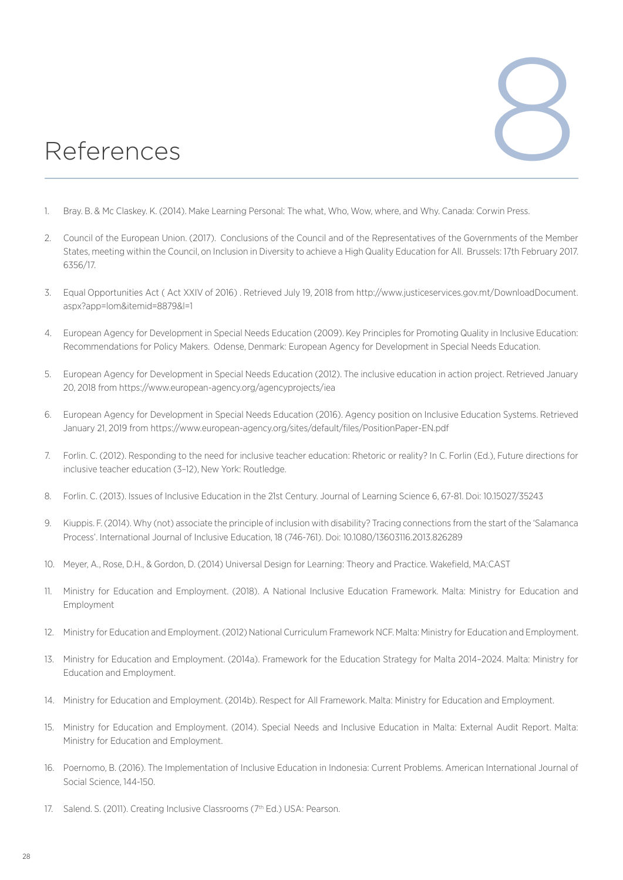# 8 References

1. Bray. B. & Mc Claskey. K. (2014). Make Learning Personal: The what, Who, Wow, where, and Why. Canada: Corwin Press.

2. Council of the European Union. (2017). Conclusions of the Council and of the Representatives of the Governments of the Member States, meeting within the Council, on Inclusion in Diversity to achieve a High Quality Education for All. Brussels: 17th February 2017. 6356/17.

3. Equal Opportunities Act ( Act XXIV of 2016) . Retrieved July 19, 2018 from http://www.justiceservices.gov.mt/DownloadDocument.aspx?app=lom&itemid=8879&l=1

4. European Agency for Development in Special Needs Education (2009). Key Principles for Promoting Quality in Inclusive Education: Recommendations for Policy Makers. Odense, Denmark: European Agency for Development in Special Needs Education.

5. European Agency for Development in Special Needs Education (2012). The inclusive education in action project. Retrieved January 20, 2018 from https://www.european-agency.org/agencyprojects/iea

6. European Agency for Development in Special Needs Education (2016). Agency position on Inclusive Education Systems. Retrieved January 21, 2019 from https://www.european-agency.org/sites/default/files/PositionPaper-EN.pdf

7. Forlin. C. (2012). Responding to the need for inclusive teacher education: Rhetoric or reality? In C. Forlin (Ed.), Future directions for inclusive teacher education (3–12), New York: Routledge.

8. Forlin. C. (2013). Issues of Inclusive Education in the 21st Century. Journal of Learning Science 6, 67-81. Doi: 10.15027/35243

9. Kiuppis. F. (2014). Why (not) associate the principle of inclusion with disability? Tracing connections from the start of the 'Salamanca Process'. International Journal of Inclusive Education, 18 (746-761). Doi: 10.1080/13603116.2013.826289

10. Meyer, A., Rose, D.H., & Gordon, D. (2014) Universal Design for Learning: Theory and Practice. Wakefield, MA:CAST

11. Ministry for Education and Employment. (2018). A National Inclusive Education Framework. Malta: Ministry for Education and Employment

12. Ministry for Education and Employment. (2012) National Curriculum Framework NCF. Malta: Ministry for Education and Employment.

13. Ministry for Education and Employment. (2014a). Framework for the Education Strategy for Malta 2014–2024. Malta: Ministry for Education and Employment.

14. Ministry for Education and Employment. (2014b). Respect for All Framework. Malta: Ministry for Education and Employment.

15. Ministry for Education and Employment. (2014). Special Needs and Inclusive Education in Malta: External Audit Report. Malta: Ministry for Education and Employment.

16. Poernomo, B. (2016). The Implementation of Inclusive Education in Indonesia: Current Problems. American International Journal of Social Science, 144-150.

17. Salend. S. (2011). Creating Inclusive Classrooms (7th Ed.) USA: Pearson.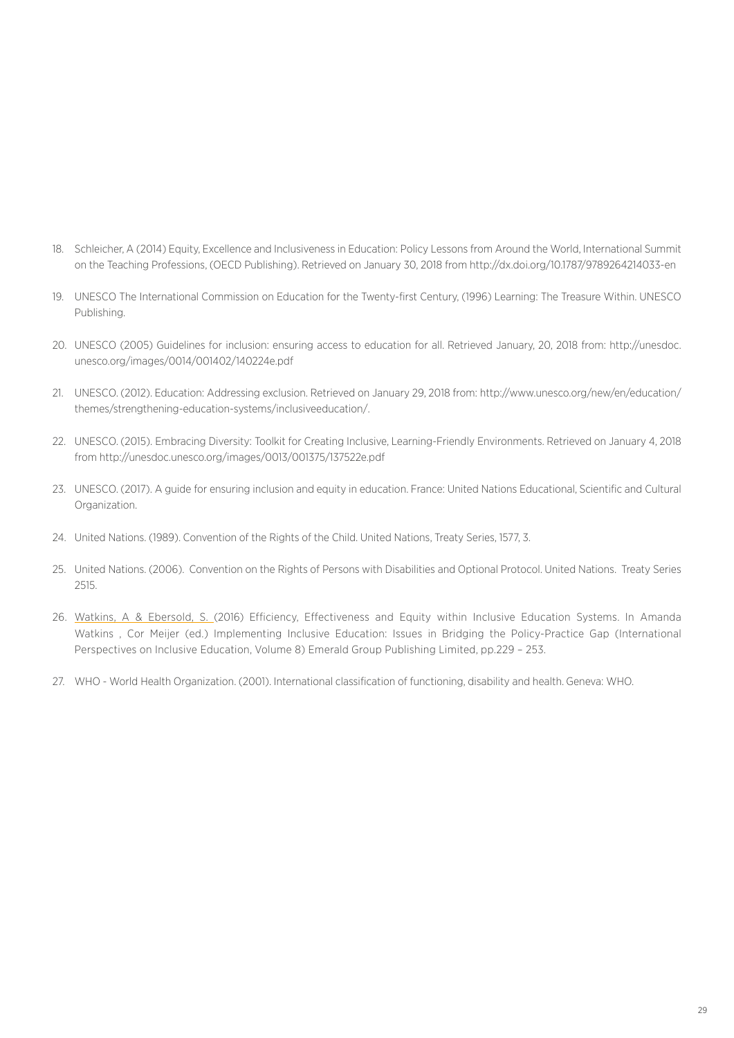18. Schleicher, A (2014) Equity, Excellence and Inclusiveness in Education: Policy Lessons from Around the World, International Summit on the Teaching Professions, (OECD Publishing). Retrieved on January 30, 2018 from http://dx.doi.org/10.1787/9789264214033-en

19. UNESCO The International Commission on Education for the Twenty-first Century, (1996) Learning: The Treasure Within. UNESCO Publishing.

20. UNESCO (2005) Guidelines for inclusion: ensuring access to education for all. Retrieved January, 20, 2018 from: http://unesdoc.unesco.org/images/0014/001402/140224e.pdf

21. UNESCO. (2012). Education: Addressing exclusion. Retrieved on January 29, 2018 from: http://www.unesco.org/new/en/education/themes/strengthening-education-systems/inclusiveeducation/.

22. UNESCO. (2015). Embracing Diversity: Toolkit for Creating Inclusive, Learning-Friendly Environments. Retrieved on January 4, 2018 from http://unesdoc.unesco.org/images/0013/001375/137522e.pdf

23. UNESCO. (2017). A guide for ensuring inclusion and equity in education. France: United Nations Educational, Scientific and Cultural Organization.

24. United Nations. (1989). Convention of the Rights of the Child. United Nations, Treaty Series, 1577, 3.

25. United Nations. (2006). Convention on the Rights of Persons with Disabilities and Optional Protocol. United Nations. Treaty Series 2515.

26. Watkins, A & Ebersold, S. (2016) Efficiency, Effectiveness and Equity within Inclusive Education Systems. In Amanda Watkins , Cor Meijer (ed.) Implementing Inclusive Education: Issues in Bridging the Policy-Practice Gap (International Perspectives on Inclusive Education, Volume 8) Emerald Group Publishing Limited, pp.229 – 253.

27. WHO - World Health Organization. (2001). International classification of functioning, disability and health. Geneva: WHO.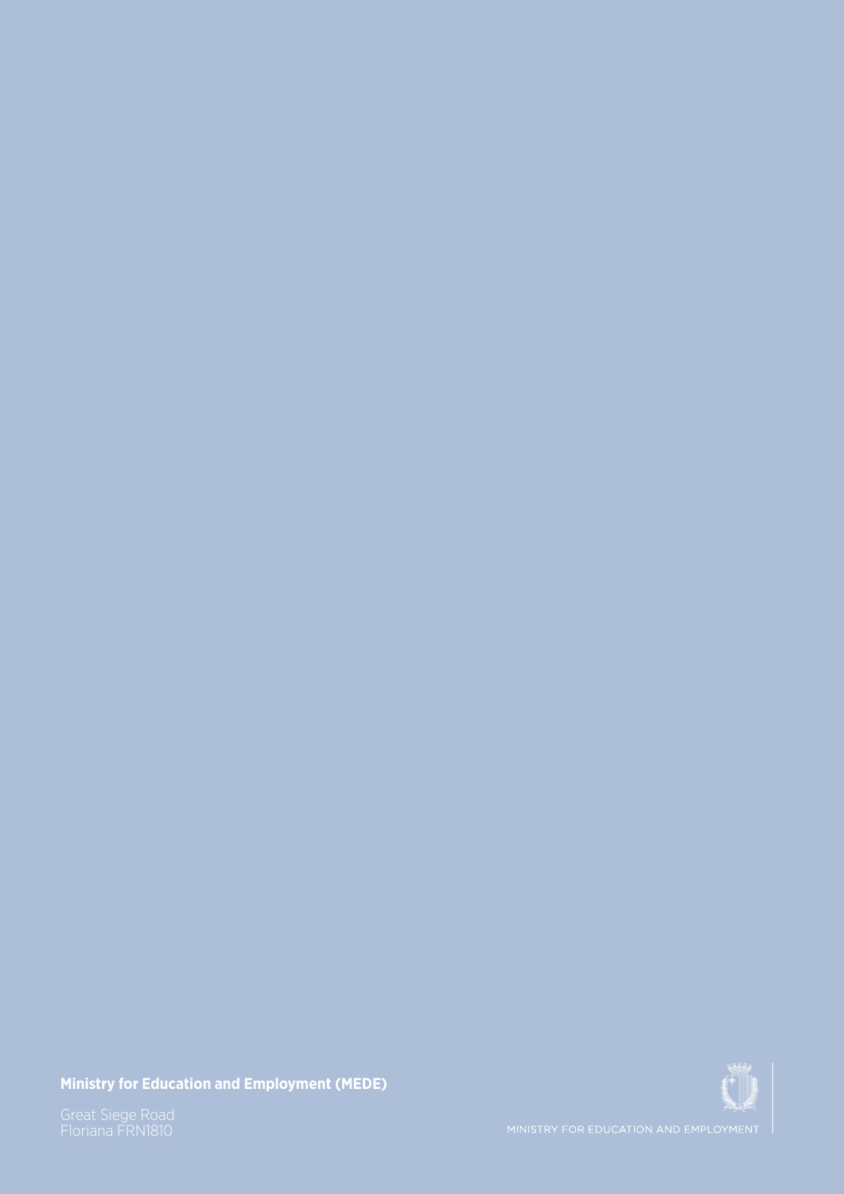**Ministry for Education and Employment (MEDE)**

Great Siege Road
Floriana FRN1810

MINISTRY FOR EDUCATION AND EMPLOYMENT